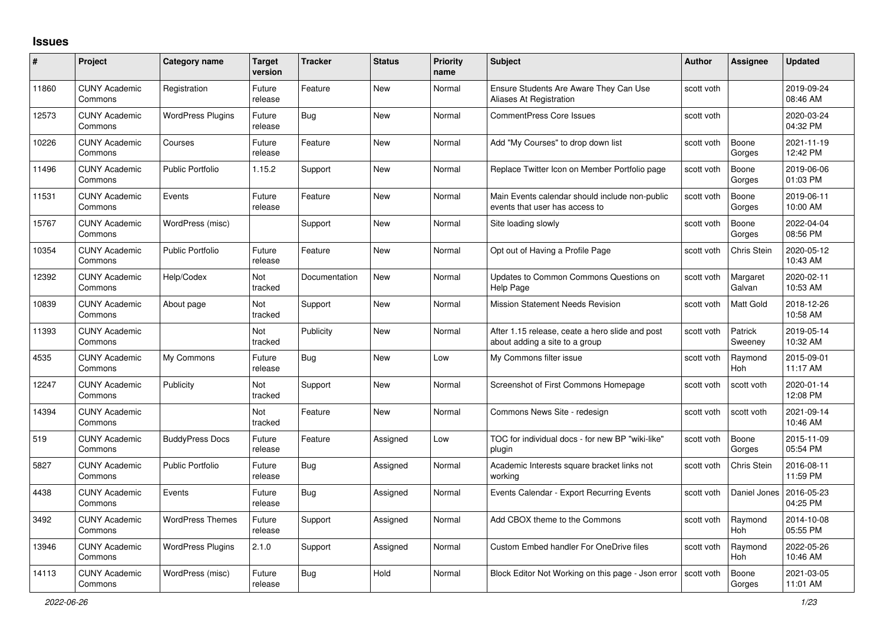## Issues

| # | Project | Category name | Target version | Tracker | Status | Priority name | Subject | Author | Assignee | Updated |
|---|---|---|---|---|---|---|---|---|---|---|
| 11860 | CUNY Academic Commons | Registration | Future release | Feature | New | Normal | Ensure Students Are Aware They Can Use Aliases At Registration | scott voth | | 2019-09-24 08:46 AM |
| 12573 | CUNY Academic Commons | WordPress Plugins | Future release | Bug | New | Normal | CommentPress Core Issues | scott voth | | 2020-03-24 04:32 PM |
| 10226 | CUNY Academic Commons | Courses | Future release | Feature | New | Normal | Add "My Courses" to drop down list | scott voth | Boone Gorges | 2021-11-19 12:42 PM |
| 11496 | CUNY Academic Commons | Public Portfolio | 1.15.2 | Support | New | Normal | Replace Twitter Icon on Member Portfolio page | scott voth | Boone Gorges | 2019-06-06 01:03 PM |
| 11531 | CUNY Academic Commons | Events | Future release | Feature | New | Normal | Main Events calendar should include non-public events that user has access to | scott voth | Boone Gorges | 2019-06-11 10:00 AM |
| 15767 | CUNY Academic Commons | WordPress (misc) | | Support | New | Normal | Site loading slowly | scott voth | Boone Gorges | 2022-04-04 08:56 PM |
| 10354 | CUNY Academic Commons | Public Portfolio | Future release | Feature | New | Normal | Opt out of Having a Profile Page | scott voth | Chris Stein | 2020-05-12 10:43 AM |
| 12392 | CUNY Academic Commons | Help/Codex | Not tracked | Documentation | New | Normal | Updates to Common Commons Questions on Help Page | scott voth | Margaret Galvan | 2020-02-11 10:53 AM |
| 10839 | CUNY Academic Commons | About page | Not tracked | Support | New | Normal | Mission Statement Needs Revision | scott voth | Matt Gold | 2018-12-26 10:58 AM |
| 11393 | CUNY Academic Commons | | Not tracked | Publicity | New | Normal | After 1.15 release, ceate a hero slide and post about adding a site to a group | scott voth | Patrick Sweeney | 2019-05-14 10:32 AM |
| 4535 | CUNY Academic Commons | My Commons | Future release | Bug | New | Low | My Commons filter issue | scott voth | Raymond Hoh | 2015-09-01 11:17 AM |
| 12247 | CUNY Academic Commons | Publicity | Not tracked | Support | New | Normal | Screenshot of First Commons Homepage | scott voth | scott voth | 2020-01-14 12:08 PM |
| 14394 | CUNY Academic Commons | | Not tracked | Feature | New | Normal | Commons News Site - redesign | scott voth | scott voth | 2021-09-14 10:46 AM |
| 519 | CUNY Academic Commons | BuddyPress Docs | Future release | Feature | Assigned | Low | TOC for individual docs - for new BP "wiki-like" plugin | scott voth | Boone Gorges | 2015-11-09 05:54 PM |
| 5827 | CUNY Academic Commons | Public Portfolio | Future release | Bug | Assigned | Normal | Academic Interests square bracket links not working | scott voth | Chris Stein | 2016-08-11 11:59 PM |
| 4438 | CUNY Academic Commons | Events | Future release | Bug | Assigned | Normal | Events Calendar - Export Recurring Events | scott voth | Daniel Jones | 2016-05-23 04:25 PM |
| 3492 | CUNY Academic Commons | WordPress Themes | Future release | Support | Assigned | Normal | Add CBOX theme to the Commons | scott voth | Raymond Hoh | 2014-10-08 05:55 PM |
| 13946 | CUNY Academic Commons | WordPress Plugins | 2.1.0 | Support | Assigned | Normal | Custom Embed handler For OneDrive files | scott voth | Raymond Hoh | 2022-05-26 10:46 AM |
| 14113 | CUNY Academic Commons | WordPress (misc) | Future release | Bug | Hold | Normal | Block Editor Not Working on this page - Json error | scott voth | Boone Gorges | 2021-03-05 11:01 AM |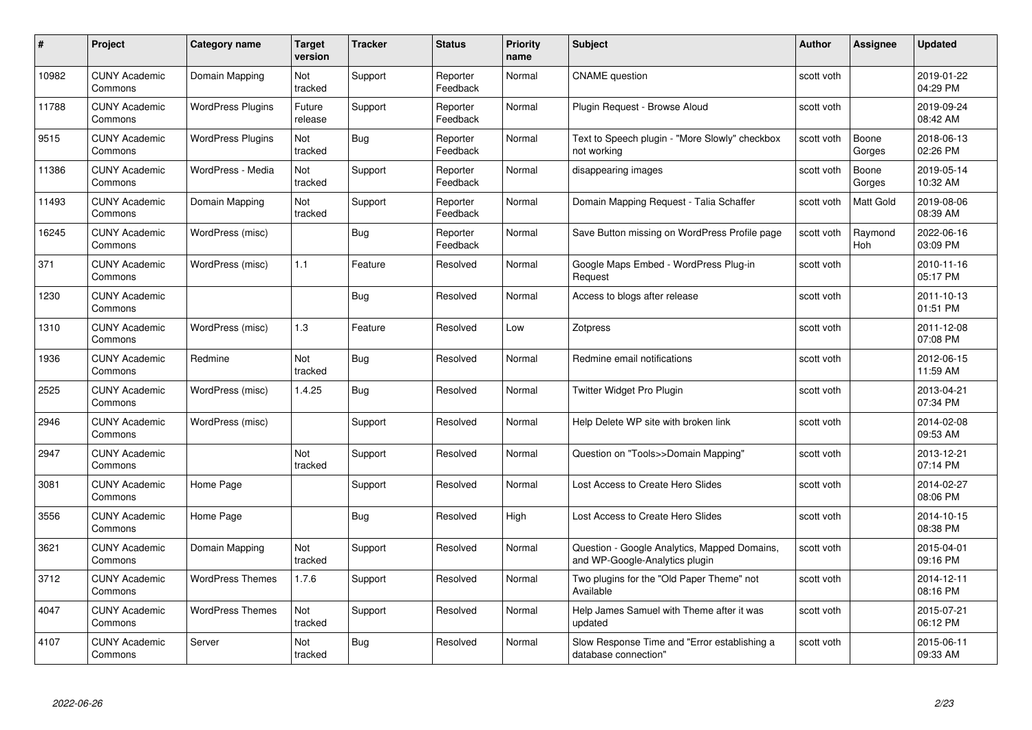| # | Project | Category name | Target version | Tracker | Status | Priority name | Subject | Author | Assignee | Updated |
|---|---|---|---|---|---|---|---|---|---|---|
| 10982 | CUNY Academic Commons | Domain Mapping | Not tracked | Support | Reporter Feedback | Normal | CNAME question | scott voth | | 2019-01-22 04:29 PM |
| 11788 | CUNY Academic Commons | WordPress Plugins | Future release | Support | Reporter Feedback | Normal | Plugin Request - Browse Aloud | scott voth | | 2019-09-24 08:42 AM |
| 9515 | CUNY Academic Commons | WordPress Plugins | Not tracked | Bug | Reporter Feedback | Normal | Text to Speech plugin - "More Slowly" checkbox not working | scott voth | Boone Gorges | 2018-06-13 02:26 PM |
| 11386 | CUNY Academic Commons | WordPress - Media | Not tracked | Support | Reporter Feedback | Normal | disappearing images | scott voth | Boone Gorges | 2019-05-14 10:32 AM |
| 11493 | CUNY Academic Commons | Domain Mapping | Not tracked | Support | Reporter Feedback | Normal | Domain Mapping Request - Talia Schaffer | scott voth | Matt Gold | 2019-08-06 08:39 AM |
| 16245 | CUNY Academic Commons | WordPress (misc) | | Bug | Reporter Feedback | Normal | Save Button missing on WordPress Profile page | scott voth | Raymond Hoh | 2022-06-16 03:09 PM |
| 371 | CUNY Academic Commons | WordPress (misc) | 1.1 | Feature | Resolved | Normal | Google Maps Embed - WordPress Plug-in Request | scott voth | | 2010-11-16 05:17 PM |
| 1230 | CUNY Academic Commons | | | Bug | Resolved | Normal | Access to blogs after release | scott voth | | 2011-10-13 01:51 PM |
| 1310 | CUNY Academic Commons | WordPress (misc) | 1.3 | Feature | Resolved | Low | Zotpress | scott voth | | 2011-12-08 07:08 PM |
| 1936 | CUNY Academic Commons | Redmine | Not tracked | Bug | Resolved | Normal | Redmine email notifications | scott voth | | 2012-06-15 11:59 AM |
| 2525 | CUNY Academic Commons | WordPress (misc) | 1.4.25 | Bug | Resolved | Normal | Twitter Widget Pro Plugin | scott voth | | 2013-04-21 07:34 PM |
| 2946 | CUNY Academic Commons | WordPress (misc) | | Support | Resolved | Normal | Help Delete WP site with broken link | scott voth | | 2014-02-08 09:53 AM |
| 2947 | CUNY Academic Commons | | Not tracked | Support | Resolved | Normal | Question on "Tools>>Domain Mapping" | scott voth | | 2013-12-21 07:14 PM |
| 3081 | CUNY Academic Commons | Home Page | | Support | Resolved | Normal | Lost Access to Create Hero Slides | scott voth | | 2014-02-27 08:06 PM |
| 3556 | CUNY Academic Commons | Home Page | | Bug | Resolved | High | Lost Access to Create Hero Slides | scott voth | | 2014-10-15 08:38 PM |
| 3621 | CUNY Academic Commons | Domain Mapping | Not tracked | Support | Resolved | Normal | Question - Google Analytics, Mapped Domains, and WP-Google-Analytics plugin | scott voth | | 2015-04-01 09:16 PM |
| 3712 | CUNY Academic Commons | WordPress Themes | 1.7.6 | Support | Resolved | Normal | Two plugins for the "Old Paper Theme" not Available | scott voth | | 2014-12-11 08:16 PM |
| 4047 | CUNY Academic Commons | WordPress Themes | Not tracked | Support | Resolved | Normal | Help James Samuel with Theme after it was updated | scott voth | | 2015-07-21 06:12 PM |
| 4107 | CUNY Academic Commons | Server | Not tracked | Bug | Resolved | Normal | Slow Response Time and "Error establishing a database connection" | scott voth | | 2015-06-11 09:33 AM |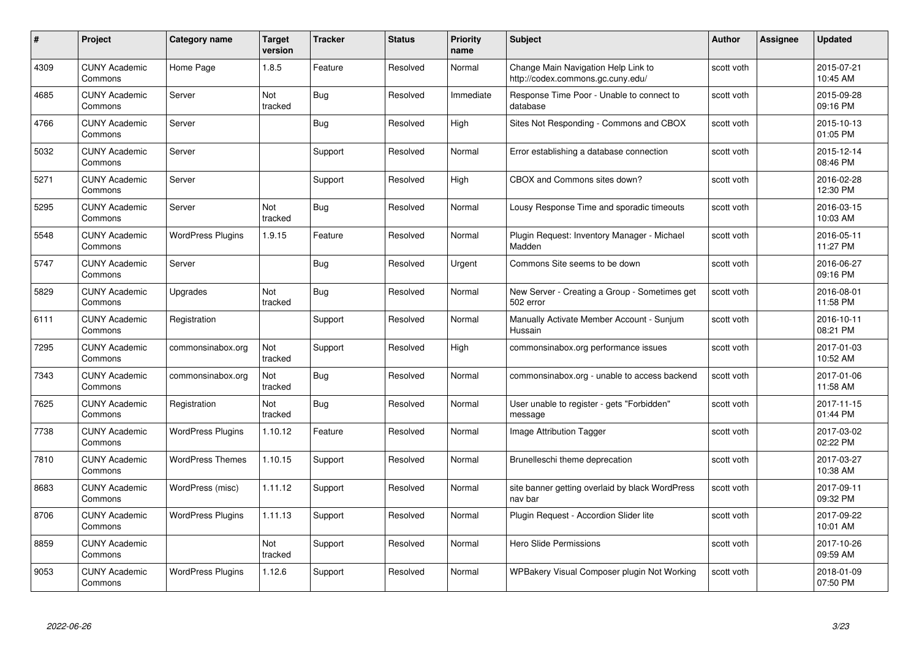| # | Project | Category name | Target version | Tracker | Status | Priority name | Subject | Author | Assignee | Updated |
|---|---|---|---|---|---|---|---|---|---|---|
| 4309 | CUNY Academic Commons | Home Page | 1.8.5 | Feature | Resolved | Normal | Change Main Navigation Help Link to http://codex.commons.gc.cuny.edu/ | scott voth | | 2015-07-21 10:45 AM |
| 4685 | CUNY Academic Commons | Server | Not tracked | Bug | Resolved | Immediate | Response Time Poor - Unable to connect to database | scott voth | | 2015-09-28 09:16 PM |
| 4766 | CUNY Academic Commons | Server | | Bug | Resolved | High | Sites Not Responding - Commons and CBOX | scott voth | | 2015-10-13 01:05 PM |
| 5032 | CUNY Academic Commons | Server | | Support | Resolved | Normal | Error establishing a database connection | scott voth | | 2015-12-14 08:46 PM |
| 5271 | CUNY Academic Commons | Server | | Support | Resolved | High | CBOX and Commons sites down? | scott voth | | 2016-02-28 12:30 PM |
| 5295 | CUNY Academic Commons | Server | Not tracked | Bug | Resolved | Normal | Lousy Response Time and sporadic timeouts | scott voth | | 2016-03-15 10:03 AM |
| 5548 | CUNY Academic Commons | WordPress Plugins | 1.9.15 | Feature | Resolved | Normal | Plugin Request: Inventory Manager - Michael Madden | scott voth | | 2016-05-11 11:27 PM |
| 5747 | CUNY Academic Commons | Server | | Bug | Resolved | Urgent | Commons Site seems to be down | scott voth | | 2016-06-27 09:16 PM |
| 5829 | CUNY Academic Commons | Upgrades | Not tracked | Bug | Resolved | Normal | New Server - Creating a Group - Sometimes get 502 error | scott voth | | 2016-08-01 11:58 PM |
| 6111 | CUNY Academic Commons | Registration | | Support | Resolved | Normal | Manually Activate Member Account - Sunjum Hussain | scott voth | | 2016-10-11 08:21 PM |
| 7295 | CUNY Academic Commons | commonsinabox.org | Not tracked | Support | Resolved | High | commonsinabox.org performance issues | scott voth | | 2017-01-03 10:52 AM |
| 7343 | CUNY Academic Commons | commonsinabox.org | Not tracked | Bug | Resolved | Normal | commonsinabox.org - unable to access backend | scott voth | | 2017-01-06 11:58 AM |
| 7625 | CUNY Academic Commons | Registration | Not tracked | Bug | Resolved | Normal | User unable to register - gets "Forbidden" message | scott voth | | 2017-11-15 01:44 PM |
| 7738 | CUNY Academic Commons | WordPress Plugins | 1.10.12 | Feature | Resolved | Normal | Image Attribution Tagger | scott voth | | 2017-03-02 02:22 PM |
| 7810 | CUNY Academic Commons | WordPress Themes | 1.10.15 | Support | Resolved | Normal | Brunelleschi theme deprecation | scott voth | | 2017-03-27 10:38 AM |
| 8683 | CUNY Academic Commons | WordPress (misc) | 1.11.12 | Support | Resolved | Normal | site banner getting overlaid by black WordPress nav bar | scott voth | | 2017-09-11 09:32 PM |
| 8706 | CUNY Academic Commons | WordPress Plugins | 1.11.13 | Support | Resolved | Normal | Plugin Request - Accordion Slider lite | scott voth | | 2017-09-22 10:01 AM |
| 8859 | CUNY Academic Commons | | Not tracked | Support | Resolved | Normal | Hero Slide Permissions | scott voth | | 2017-10-26 09:59 AM |
| 9053 | CUNY Academic Commons | WordPress Plugins | 1.12.6 | Support | Resolved | Normal | WPBakery Visual Composer plugin Not Working | scott voth | | 2018-01-09 07:50 PM |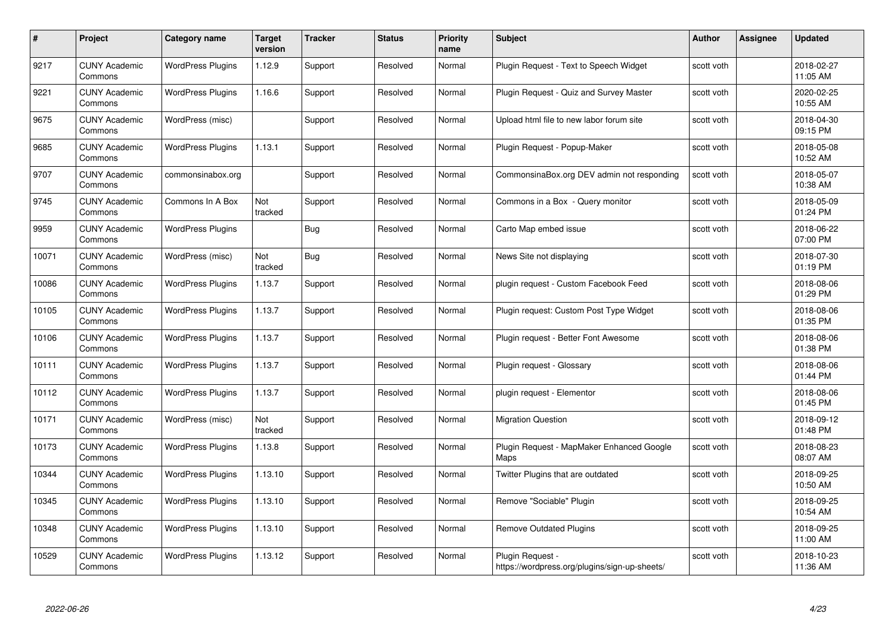| # | Project | Category name | Target version | Tracker | Status | Priority name | Subject | Author | Assignee | Updated |
|---|---|---|---|---|---|---|---|---|---|---|
| 9217 | CUNY Academic Commons | WordPress Plugins | 1.12.9 | Support | Resolved | Normal | Plugin Request - Text to Speech Widget | scott voth | | 2018-02-27 11:05 AM |
| 9221 | CUNY Academic Commons | WordPress Plugins | 1.16.6 | Support | Resolved | Normal | Plugin Request - Quiz and Survey Master | scott voth | | 2020-02-25 10:55 AM |
| 9675 | CUNY Academic Commons | WordPress (misc) | | Support | Resolved | Normal | Upload html file to new labor forum site | scott voth | | 2018-04-30 09:15 PM |
| 9685 | CUNY Academic Commons | WordPress Plugins | 1.13.1 | Support | Resolved | Normal | Plugin Request - Popup-Maker | scott voth | | 2018-05-08 10:52 AM |
| 9707 | CUNY Academic Commons | commonsinabox.org | | Support | Resolved | Normal | CommonsinaBox.org DEV admin not responding | scott voth | | 2018-05-07 10:38 AM |
| 9745 | CUNY Academic Commons | Commons In A Box | Not tracked | Support | Resolved | Normal | Commons in a Box - Query monitor | scott voth | | 2018-05-09 01:24 PM |
| 9959 | CUNY Academic Commons | WordPress Plugins | | Bug | Resolved | Normal | Carto Map embed issue | scott voth | | 2018-06-22 07:00 PM |
| 10071 | CUNY Academic Commons | WordPress (misc) | Not tracked | Bug | Resolved | Normal | News Site not displaying | scott voth | | 2018-07-30 01:19 PM |
| 10086 | CUNY Academic Commons | WordPress Plugins | 1.13.7 | Support | Resolved | Normal | plugin request - Custom Facebook Feed | scott voth | | 2018-08-06 01:29 PM |
| 10105 | CUNY Academic Commons | WordPress Plugins | 1.13.7 | Support | Resolved | Normal | Plugin request: Custom Post Type Widget | scott voth | | 2018-08-06 01:35 PM |
| 10106 | CUNY Academic Commons | WordPress Plugins | 1.13.7 | Support | Resolved | Normal | Plugin request - Better Font Awesome | scott voth | | 2018-08-06 01:38 PM |
| 10111 | CUNY Academic Commons | WordPress Plugins | 1.13.7 | Support | Resolved | Normal | Plugin request - Glossary | scott voth | | 2018-08-06 01:44 PM |
| 10112 | CUNY Academic Commons | WordPress Plugins | 1.13.7 | Support | Resolved | Normal | plugin request - Elementor | scott voth | | 2018-08-06 01:45 PM |
| 10171 | CUNY Academic Commons | WordPress (misc) | Not tracked | Support | Resolved | Normal | Migration Question | scott voth | | 2018-09-12 01:48 PM |
| 10173 | CUNY Academic Commons | WordPress Plugins | 1.13.8 | Support | Resolved | Normal | Plugin Request - MapMaker Enhanced Google Maps | scott voth | | 2018-08-23 08:07 AM |
| 10344 | CUNY Academic Commons | WordPress Plugins | 1.13.10 | Support | Resolved | Normal | Twitter Plugins that are outdated | scott voth | | 2018-09-25 10:50 AM |
| 10345 | CUNY Academic Commons | WordPress Plugins | 1.13.10 | Support | Resolved | Normal | Remove "Sociable" Plugin | scott voth | | 2018-09-25 10:54 AM |
| 10348 | CUNY Academic Commons | WordPress Plugins | 1.13.10 | Support | Resolved | Normal | Remove Outdated Plugins | scott voth | | 2018-09-25 11:00 AM |
| 10529 | CUNY Academic Commons | WordPress Plugins | 1.13.12 | Support | Resolved | Normal | Plugin Request - https://wordpress.org/plugins/sign-up-sheets/ | scott voth | | 2018-10-23 11:36 AM |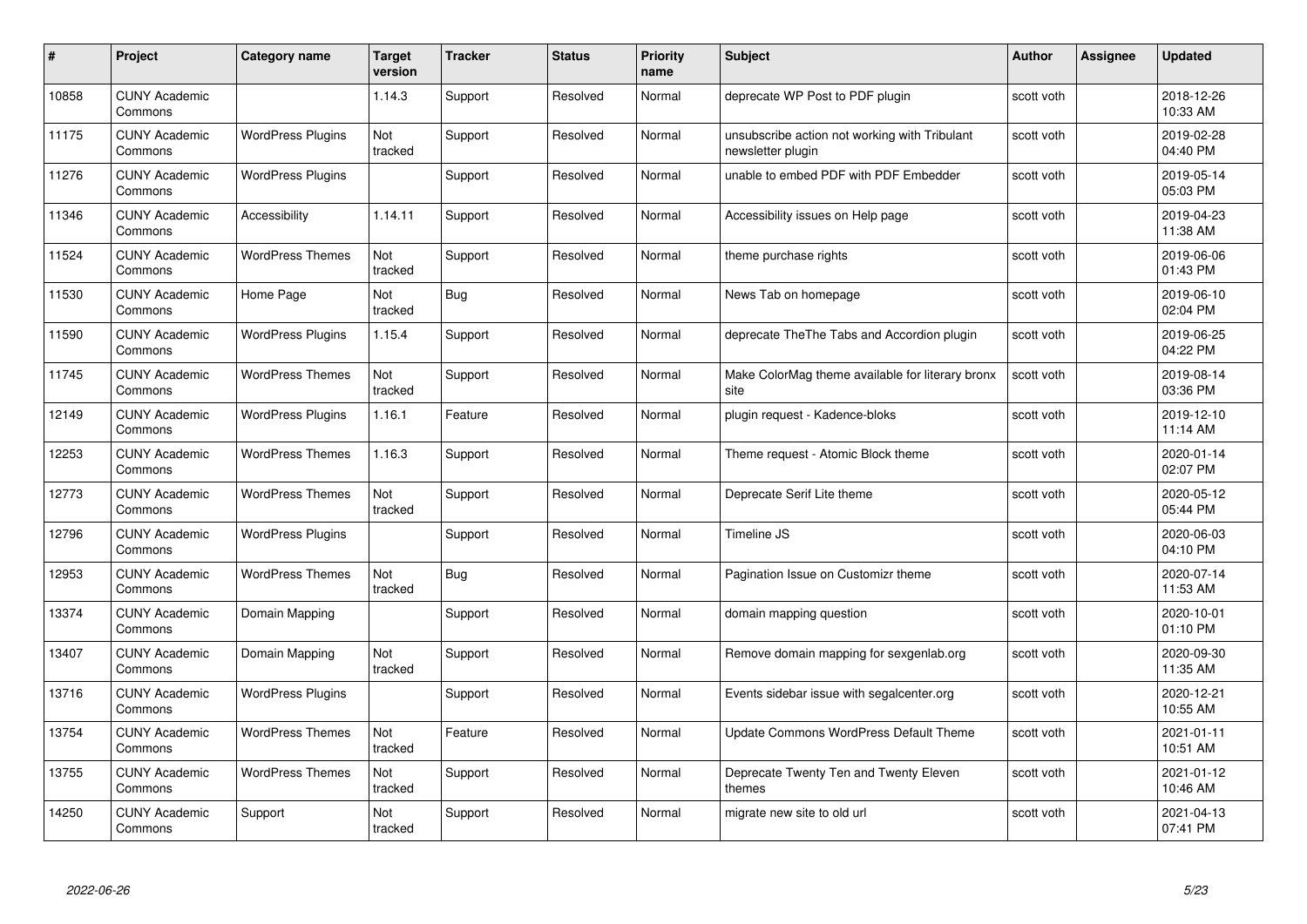| # | Project | Category name | Target version | Tracker | Status | Priority name | Subject | Author | Assignee | Updated |
|---|---|---|---|---|---|---|---|---|---|---|
| 10858 | CUNY Academic Commons | | 1.14.3 | Support | Resolved | Normal | deprecate WP Post to PDF plugin | scott voth | | 2018-12-26 10:33 AM |
| 11175 | CUNY Academic Commons | WordPress Plugins | Not tracked | Support | Resolved | Normal | unsubscribe action not working with Tribulant newsletter plugin | scott voth | | 2019-02-28 04:40 PM |
| 11276 | CUNY Academic Commons | WordPress Plugins | | Support | Resolved | Normal | unable to embed PDF with PDF Embedder | scott voth | | 2019-05-14 05:03 PM |
| 11346 | CUNY Academic Commons | Accessibility | 1.14.11 | Support | Resolved | Normal | Accessibility issues on Help page | scott voth | | 2019-04-23 11:38 AM |
| 11524 | CUNY Academic Commons | WordPress Themes | Not tracked | Support | Resolved | Normal | theme purchase rights | scott voth | | 2019-06-06 01:43 PM |
| 11530 | CUNY Academic Commons | Home Page | Not tracked | Bug | Resolved | Normal | News Tab on homepage | scott voth | | 2019-06-10 02:04 PM |
| 11590 | CUNY Academic Commons | WordPress Plugins | 1.15.4 | Support | Resolved | Normal | deprecate TheThe Tabs and Accordion plugin | scott voth | | 2019-06-25 04:22 PM |
| 11745 | CUNY Academic Commons | WordPress Themes | Not tracked | Support | Resolved | Normal | Make ColorMag theme available for literary bronx site | scott voth | | 2019-08-14 03:36 PM |
| 12149 | CUNY Academic Commons | WordPress Plugins | 1.16.1 | Feature | Resolved | Normal | plugin request - Kadence-bloks | scott voth | | 2019-12-10 11:14 AM |
| 12253 | CUNY Academic Commons | WordPress Themes | 1.16.3 | Support | Resolved | Normal | Theme request - Atomic Block theme | scott voth | | 2020-01-14 02:07 PM |
| 12773 | CUNY Academic Commons | WordPress Themes | Not tracked | Support | Resolved | Normal | Deprecate Serif Lite theme | scott voth | | 2020-05-12 05:44 PM |
| 12796 | CUNY Academic Commons | WordPress Plugins | | Support | Resolved | Normal | Timeline JS | scott voth | | 2020-06-03 04:10 PM |
| 12953 | CUNY Academic Commons | WordPress Themes | Not tracked | Bug | Resolved | Normal | Pagination Issue on Customizr theme | scott voth | | 2020-07-14 11:53 AM |
| 13374 | CUNY Academic Commons | Domain Mapping | | Support | Resolved | Normal | domain mapping question | scott voth | | 2020-10-01 01:10 PM |
| 13407 | CUNY Academic Commons | Domain Mapping | Not tracked | Support | Resolved | Normal | Remove domain mapping for sexgenlab.org | scott voth | | 2020-09-30 11:35 AM |
| 13716 | CUNY Academic Commons | WordPress Plugins | | Support | Resolved | Normal | Events sidebar issue with segalcenter.org | scott voth | | 2020-12-21 10:55 AM |
| 13754 | CUNY Academic Commons | WordPress Themes | Not tracked | Feature | Resolved | Normal | Update Commons WordPress Default Theme | scott voth | | 2021-01-11 10:51 AM |
| 13755 | CUNY Academic Commons | WordPress Themes | Not tracked | Support | Resolved | Normal | Deprecate Twenty Ten and Twenty Eleven themes | scott voth | | 2021-01-12 10:46 AM |
| 14250 | CUNY Academic Commons | Support | Not tracked | Support | Resolved | Normal | migrate new site to old url | scott voth | | 2021-04-13 07:41 PM |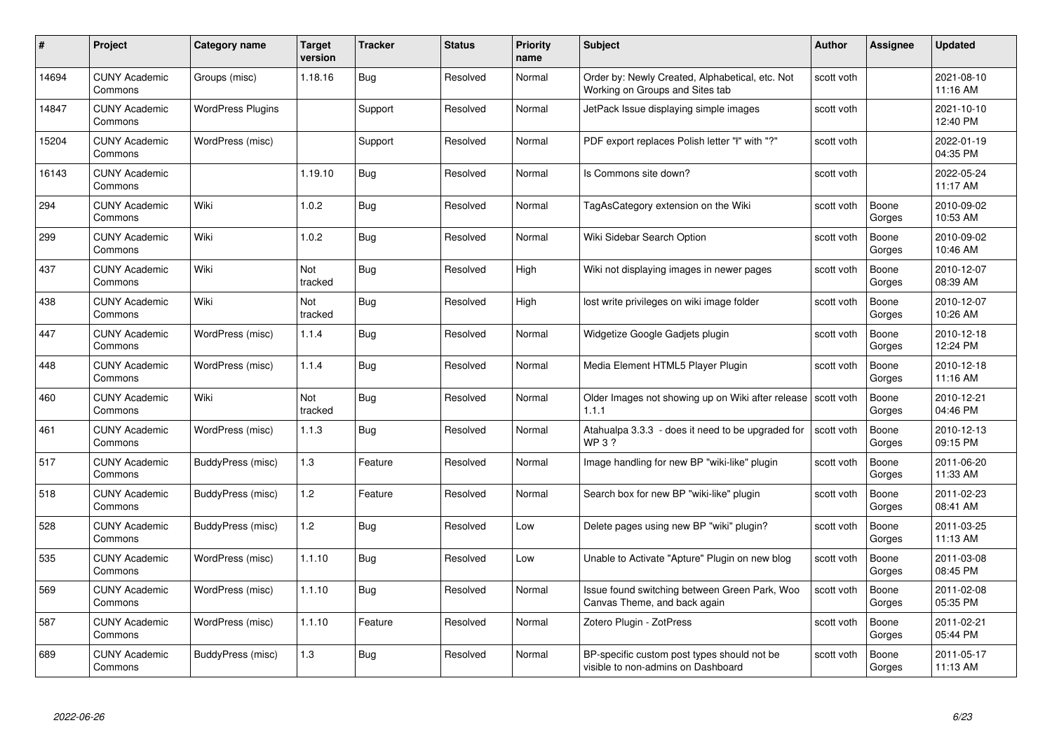| # | Project | Category name | Target version | Tracker | Status | Priority name | Subject | Author | Assignee | Updated |
|---|---|---|---|---|---|---|---|---|---|---|
| 14694 | CUNY Academic Commons | Groups (misc) | 1.18.16 | Bug | Resolved | Normal | Order by: Newly Created, Alphabetical, etc. Not Working on Groups and Sites tab | scott voth | | 2021-08-10 11:16 AM |
| 14847 | CUNY Academic Commons | WordPress Plugins | | Support | Resolved | Normal | JetPack Issue displaying simple images | scott voth | | 2021-10-10 12:40 PM |
| 15204 | CUNY Academic Commons | WordPress (misc) | | Support | Resolved | Normal | PDF export replaces Polish letter "ł" with "?" | scott voth | | 2022-01-19 04:35 PM |
| 16143 | CUNY Academic Commons | | 1.19.10 | Bug | Resolved | Normal | Is Commons site down? | scott voth | | 2022-05-24 11:17 AM |
| 294 | CUNY Academic Commons | Wiki | 1.0.2 | Bug | Resolved | Normal | TagAsCategory extension on the Wiki | scott voth | Boone Gorges | 2010-09-02 10:53 AM |
| 299 | CUNY Academic Commons | Wiki | 1.0.2 | Bug | Resolved | Normal | Wiki Sidebar Search Option | scott voth | Boone Gorges | 2010-09-02 10:46 AM |
| 437 | CUNY Academic Commons | Wiki | Not tracked | Bug | Resolved | High | Wiki not displaying images in newer pages | scott voth | Boone Gorges | 2010-12-07 08:39 AM |
| 438 | CUNY Academic Commons | Wiki | Not tracked | Bug | Resolved | High | lost write privileges on wiki image folder | scott voth | Boone Gorges | 2010-12-07 10:26 AM |
| 447 | CUNY Academic Commons | WordPress (misc) | 1.1.4 | Bug | Resolved | Normal | Widgetize Google Gadjets plugin | scott voth | Boone Gorges | 2010-12-18 12:24 PM |
| 448 | CUNY Academic Commons | WordPress (misc) | 1.1.4 | Bug | Resolved | Normal | Media Element HTML5 Player Plugin | scott voth | Boone Gorges | 2010-12-18 11:16 AM |
| 460 | CUNY Academic Commons | Wiki | Not tracked | Bug | Resolved | Normal | Older Images not showing up on Wiki after release 1.1.1 | scott voth | Boone Gorges | 2010-12-21 04:46 PM |
| 461 | CUNY Academic Commons | WordPress (misc) | 1.1.3 | Bug | Resolved | Normal | Atahualpa 3.3.3 - does it need to be upgraded for WP 3 ? | scott voth | Boone Gorges | 2010-12-13 09:15 PM |
| 517 | CUNY Academic Commons | BuddyPress (misc) | 1.3 | Feature | Resolved | Normal | Image handling for new BP "wiki-like" plugin | scott voth | Boone Gorges | 2011-06-20 11:33 AM |
| 518 | CUNY Academic Commons | BuddyPress (misc) | 1.2 | Feature | Resolved | Normal | Search box for new BP "wiki-like" plugin | scott voth | Boone Gorges | 2011-02-23 08:41 AM |
| 528 | CUNY Academic Commons | BuddyPress (misc) | 1.2 | Bug | Resolved | Low | Delete pages using new BP "wiki" plugin? | scott voth | Boone Gorges | 2011-03-25 11:13 AM |
| 535 | CUNY Academic Commons | WordPress (misc) | 1.1.10 | Bug | Resolved | Low | Unable to Activate "Apture" Plugin on new blog | scott voth | Boone Gorges | 2011-03-08 08:45 PM |
| 569 | CUNY Academic Commons | WordPress (misc) | 1.1.10 | Bug | Resolved | Normal | Issue found switching between Green Park, Woo Canvas Theme, and back again | scott voth | Boone Gorges | 2011-02-08 05:35 PM |
| 587 | CUNY Academic Commons | WordPress (misc) | 1.1.10 | Feature | Resolved | Normal | Zotero Plugin - ZotPress | scott voth | Boone Gorges | 2011-02-21 05:44 PM |
| 689 | CUNY Academic Commons | BuddyPress (misc) | 1.3 | Bug | Resolved | Normal | BP-specific custom post types should not be visible to non-admins on Dashboard | scott voth | Boone Gorges | 2011-05-17 11:13 AM |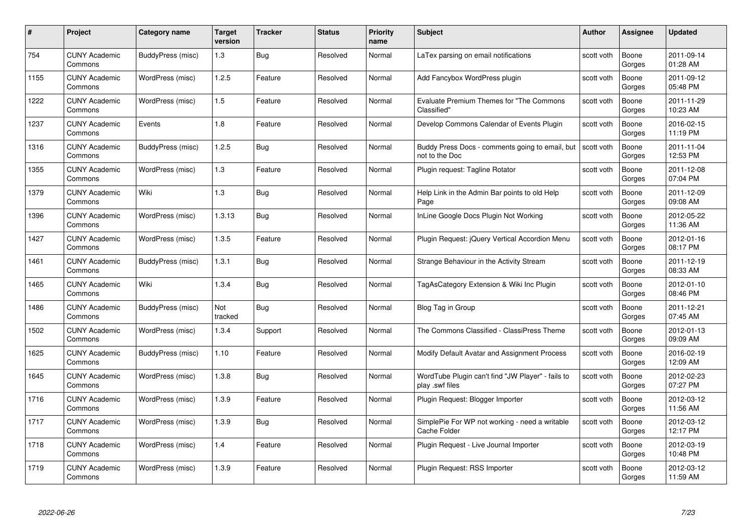| # | Project | Category name | Target version | Tracker | Status | Priority name | Subject | Author | Assignee | Updated |
|---|---|---|---|---|---|---|---|---|---|---|
| 754 | CUNY Academic Commons | BuddyPress (misc) | 1.3 | Bug | Resolved | Normal | LaTex parsing on email notifications | scott voth | Boone Gorges | 2011-09-14 01:28 AM |
| 1155 | CUNY Academic Commons | WordPress (misc) | 1.2.5 | Feature | Resolved | Normal | Add Fancybox WordPress plugin | scott voth | Boone Gorges | 2011-09-12 05:48 PM |
| 1222 | CUNY Academic Commons | WordPress (misc) | 1.5 | Feature | Resolved | Normal | Evaluate Premium Themes for "The Commons Classified" | scott voth | Boone Gorges | 2011-11-29 10:23 AM |
| 1237 | CUNY Academic Commons | Events | 1.8 | Feature | Resolved | Normal | Develop Commons Calendar of Events Plugin | scott voth | Boone Gorges | 2016-02-15 11:19 PM |
| 1316 | CUNY Academic Commons | BuddyPress (misc) | 1.2.5 | Bug | Resolved | Normal | Buddy Press Docs - comments going to email, but not to the Doc | scott voth | Boone Gorges | 2011-11-04 12:53 PM |
| 1355 | CUNY Academic Commons | WordPress (misc) | 1.3 | Feature | Resolved | Normal | Plugin request: Tagline Rotator | scott voth | Boone Gorges | 2011-12-08 07:04 PM |
| 1379 | CUNY Academic Commons | Wiki | 1.3 | Bug | Resolved | Normal | Help Link in the Admin Bar points to old Help Page | scott voth | Boone Gorges | 2011-12-09 09:08 AM |
| 1396 | CUNY Academic Commons | WordPress (misc) | 1.3.13 | Bug | Resolved | Normal | InLine Google Docs Plugin Not Working | scott voth | Boone Gorges | 2012-05-22 11:36 AM |
| 1427 | CUNY Academic Commons | WordPress (misc) | 1.3.5 | Feature | Resolved | Normal | Plugin Request: jQuery Vertical Accordion Menu | scott voth | Boone Gorges | 2012-01-16 08:17 PM |
| 1461 | CUNY Academic Commons | BuddyPress (misc) | 1.3.1 | Bug | Resolved | Normal | Strange Behaviour in the Activity Stream | scott voth | Boone Gorges | 2011-12-19 08:33 AM |
| 1465 | CUNY Academic Commons | Wiki | 1.3.4 | Bug | Resolved | Normal | TagAsCategory Extension & Wiki Inc Plugin | scott voth | Boone Gorges | 2012-01-10 08:46 PM |
| 1486 | CUNY Academic Commons | BuddyPress (misc) | Not tracked | Bug | Resolved | Normal | Blog Tag in Group | scott voth | Boone Gorges | 2011-12-21 07:45 AM |
| 1502 | CUNY Academic Commons | WordPress (misc) | 1.3.4 | Support | Resolved | Normal | The Commons Classified - ClassiPress Theme | scott voth | Boone Gorges | 2012-01-13 09:09 AM |
| 1625 | CUNY Academic Commons | BuddyPress (misc) | 1.10 | Feature | Resolved | Normal | Modify Default Avatar and Assignment Process | scott voth | Boone Gorges | 2016-02-19 12:09 AM |
| 1645 | CUNY Academic Commons | WordPress (misc) | 1.3.8 | Bug | Resolved | Normal | WordTube Plugin can't find "JW Player" - fails to play .swf files | scott voth | Boone Gorges | 2012-02-23 07:27 PM |
| 1716 | CUNY Academic Commons | WordPress (misc) | 1.3.9 | Feature | Resolved | Normal | Plugin Request: Blogger Importer | scott voth | Boone Gorges | 2012-03-12 11:56 AM |
| 1717 | CUNY Academic Commons | WordPress (misc) | 1.3.9 | Bug | Resolved | Normal | SimplePie For WP not working - need a writable Cache Folder | scott voth | Boone Gorges | 2012-03-12 12:17 PM |
| 1718 | CUNY Academic Commons | WordPress (misc) | 1.4 | Feature | Resolved | Normal | Plugin Request - Live Journal Importer | scott voth | Boone Gorges | 2012-03-19 10:48 PM |
| 1719 | CUNY Academic Commons | WordPress (misc) | 1.3.9 | Feature | Resolved | Normal | Plugin Request: RSS Importer | scott voth | Boone Gorges | 2012-03-12 11:59 AM |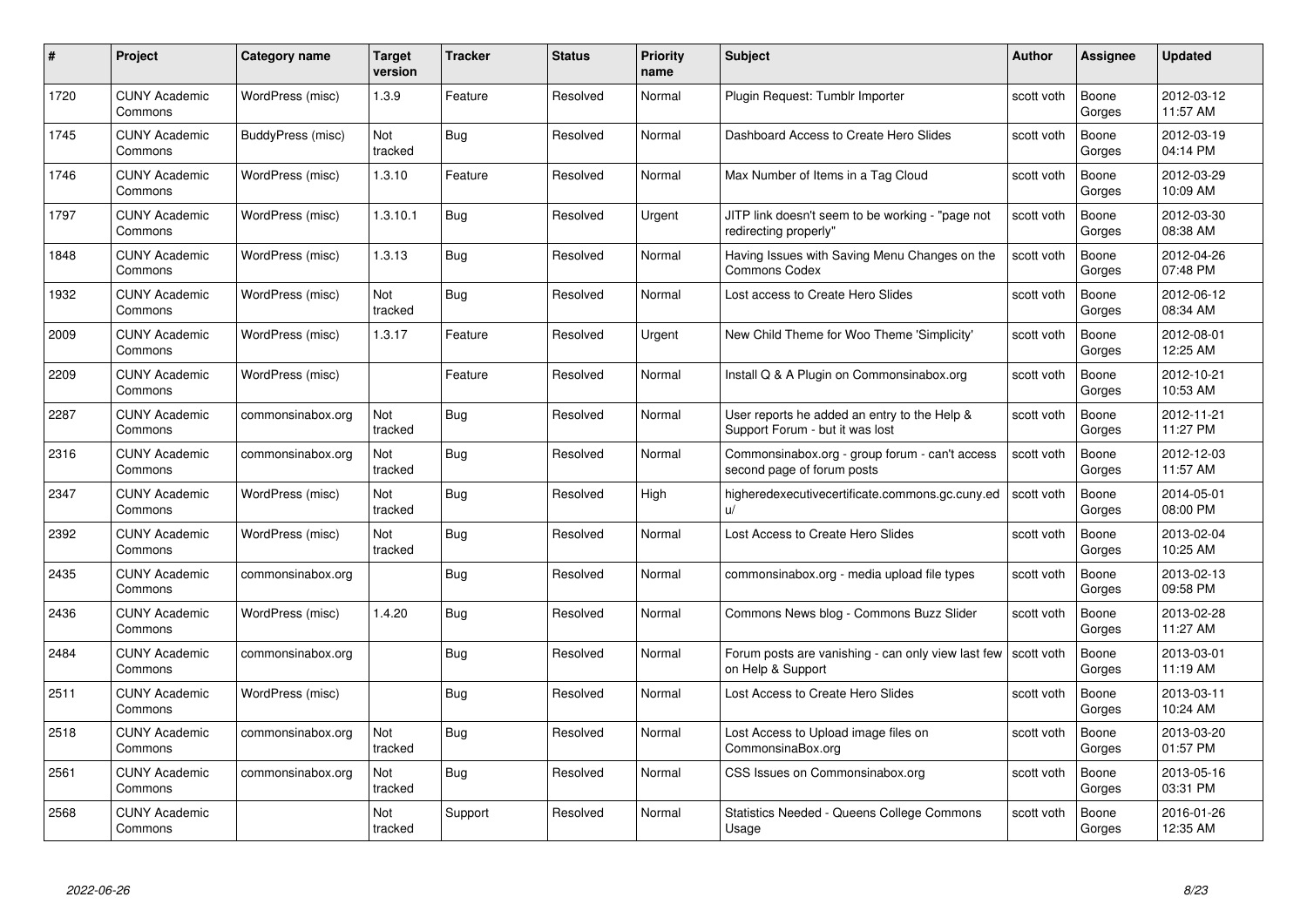| # | Project | Category name | Target version | Tracker | Status | Priority name | Subject | Author | Assignee | Updated |
|---|---|---|---|---|---|---|---|---|---|---|
| 1720 | CUNY Academic Commons | WordPress (misc) | 1.3.9 | Feature | Resolved | Normal | Plugin Request: Tumblr Importer | scott voth | Boone Gorges | 2012-03-12 11:57 AM |
| 1745 | CUNY Academic Commons | BuddyPress (misc) | Not tracked | Bug | Resolved | Normal | Dashboard Access to Create Hero Slides | scott voth | Boone Gorges | 2012-03-19 04:14 PM |
| 1746 | CUNY Academic Commons | WordPress (misc) | 1.3.10 | Feature | Resolved | Normal | Max Number of Items in a Tag Cloud | scott voth | Boone Gorges | 2012-03-29 10:09 AM |
| 1797 | CUNY Academic Commons | WordPress (misc) | 1.3.10.1 | Bug | Resolved | Urgent | JITP link doesn't seem to be working - "page not redirecting properly" | scott voth | Boone Gorges | 2012-03-30 08:38 AM |
| 1848 | CUNY Academic Commons | WordPress (misc) | 1.3.13 | Bug | Resolved | Normal | Having Issues with Saving Menu Changes on the Commons Codex | scott voth | Boone Gorges | 2012-04-26 07:48 PM |
| 1932 | CUNY Academic Commons | WordPress (misc) | Not tracked | Bug | Resolved | Normal | Lost access to Create Hero Slides | scott voth | Boone Gorges | 2012-06-12 08:34 AM |
| 2009 | CUNY Academic Commons | WordPress (misc) | 1.3.17 | Feature | Resolved | Urgent | New Child Theme for Woo Theme 'Simplicity' | scott voth | Boone Gorges | 2012-08-01 12:25 AM |
| 2209 | CUNY Academic Commons | WordPress (misc) | | Feature | Resolved | Normal | Install Q & A Plugin on Commonsinabox.org | scott voth | Boone Gorges | 2012-10-21 10:53 AM |
| 2287 | CUNY Academic Commons | commonsinabox.org | Not tracked | Bug | Resolved | Normal | User reports he added an entry to the Help & Support Forum - but it was lost | scott voth | Boone Gorges | 2012-11-21 11:27 PM |
| 2316 | CUNY Academic Commons | commonsinabox.org | Not tracked | Bug | Resolved | Normal | Commonsinabox.org - group forum - can't access second page of forum posts | scott voth | Boone Gorges | 2012-12-03 11:57 AM |
| 2347 | CUNY Academic Commons | WordPress (misc) | Not tracked | Bug | Resolved | High | higheredexecutivecertificate.commons.gc.cuny.edu/ | scott voth | Boone Gorges | 2014-05-01 08:00 PM |
| 2392 | CUNY Academic Commons | WordPress (misc) | Not tracked | Bug | Resolved | Normal | Lost Access to Create Hero Slides | scott voth | Boone Gorges | 2013-02-04 10:25 AM |
| 2435 | CUNY Academic Commons | commonsinabox.org | | Bug | Resolved | Normal | commonsinabox.org - media upload file types | scott voth | Boone Gorges | 2013-02-13 09:58 PM |
| 2436 | CUNY Academic Commons | WordPress (misc) | 1.4.20 | Bug | Resolved | Normal | Commons News blog - Commons Buzz Slider | scott voth | Boone Gorges | 2013-02-28 11:27 AM |
| 2484 | CUNY Academic Commons | commonsinabox.org | | Bug | Resolved | Normal | Forum posts are vanishing - can only view last few on Help & Support | scott voth | Boone Gorges | 2013-03-01 11:19 AM |
| 2511 | CUNY Academic Commons | WordPress (misc) | | Bug | Resolved | Normal | Lost Access to Create Hero Slides | scott voth | Boone Gorges | 2013-03-11 10:24 AM |
| 2518 | CUNY Academic Commons | commonsinabox.org | Not tracked | Bug | Resolved | Normal | Lost Access to Upload image files on CommonsinaBox.org | scott voth | Boone Gorges | 2013-03-20 01:57 PM |
| 2561 | CUNY Academic Commons | commonsinabox.org | Not tracked | Bug | Resolved | Normal | CSS Issues on Commonsinabox.org | scott voth | Boone Gorges | 2013-05-16 03:31 PM |
| 2568 | CUNY Academic Commons | | Not tracked | Support | Resolved | Normal | Statistics Needed - Queens College Commons Usage | scott voth | Boone Gorges | 2016-01-26 12:35 AM |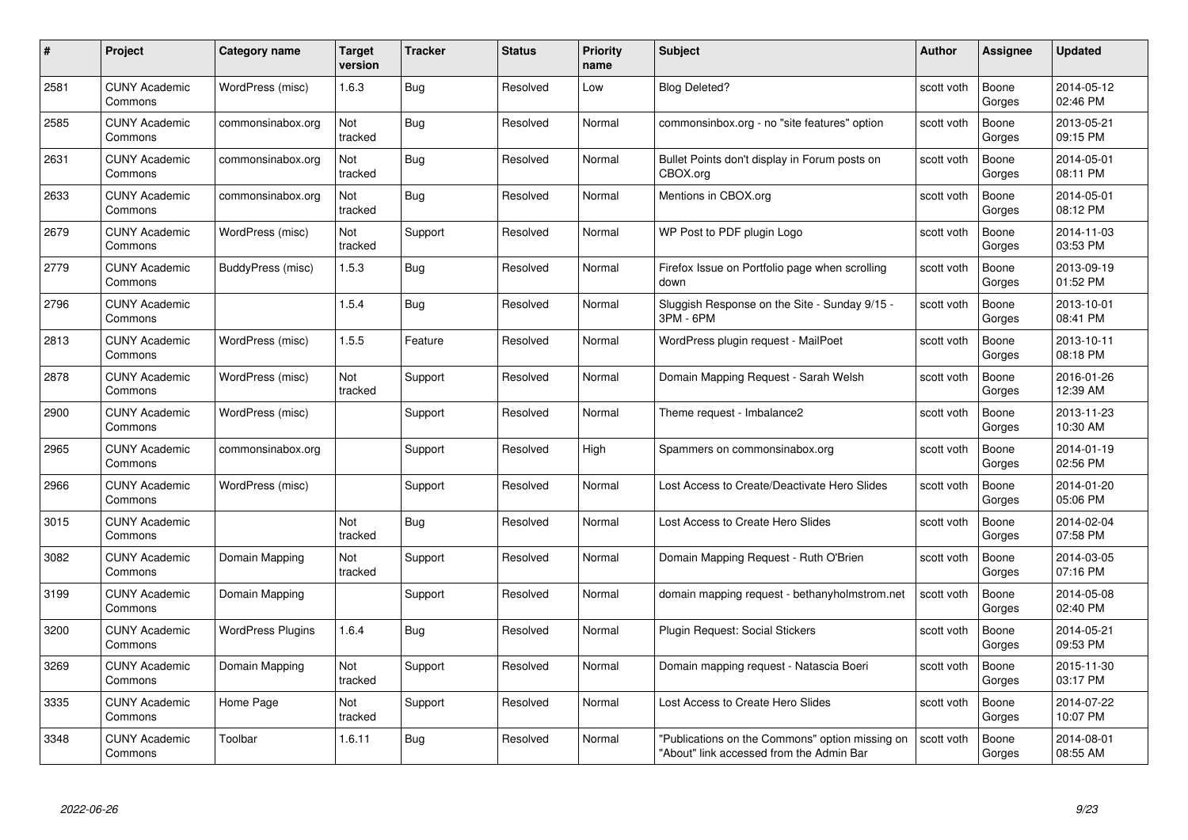| # | Project | Category name | Target version | Tracker | Status | Priority name | Subject | Author | Assignee | Updated |
|---|---|---|---|---|---|---|---|---|---|---|
| 2581 | CUNY Academic Commons | WordPress (misc) | 1.6.3 | Bug | Resolved | Low | Blog Deleted? | scott voth | Boone Gorges | 2014-05-12 02:46 PM |
| 2585 | CUNY Academic Commons | commonsinabox.org | Not tracked | Bug | Resolved | Normal | commonsinbox.org - no "site features" option | scott voth | Boone Gorges | 2013-05-21 09:15 PM |
| 2631 | CUNY Academic Commons | commonsinabox.org | Not tracked | Bug | Resolved | Normal | Bullet Points don't display in Forum posts on CBOX.org | scott voth | Boone Gorges | 2014-05-01 08:11 PM |
| 2633 | CUNY Academic Commons | commonsinabox.org | Not tracked | Bug | Resolved | Normal | Mentions in CBOX.org | scott voth | Boone Gorges | 2014-05-01 08:12 PM |
| 2679 | CUNY Academic Commons | WordPress (misc) | Not tracked | Support | Resolved | Normal | WP Post to PDF plugin Logo | scott voth | Boone Gorges | 2014-11-03 03:53 PM |
| 2779 | CUNY Academic Commons | BuddyPress (misc) | 1.5.3 | Bug | Resolved | Normal | Firefox Issue on Portfolio page when scrolling down | scott voth | Boone Gorges | 2013-09-19 01:52 PM |
| 2796 | CUNY Academic Commons | | 1.5.4 | Bug | Resolved | Normal | Sluggish Response on the Site - Sunday 9/15 - 3PM - 6PM | scott voth | Boone Gorges | 2013-10-01 08:41 PM |
| 2813 | CUNY Academic Commons | WordPress (misc) | 1.5.5 | Feature | Resolved | Normal | WordPress plugin request - MailPoet | scott voth | Boone Gorges | 2013-10-11 08:18 PM |
| 2878 | CUNY Academic Commons | WordPress (misc) | Not tracked | Support | Resolved | Normal | Domain Mapping Request - Sarah Welsh | scott voth | Boone Gorges | 2016-01-26 12:39 AM |
| 2900 | CUNY Academic Commons | WordPress (misc) | | Support | Resolved | Normal | Theme request - Imbalance2 | scott voth | Boone Gorges | 2013-11-23 10:30 AM |
| 2965 | CUNY Academic Commons | commonsinabox.org | | Support | Resolved | High | Spammers on commonsinabox.org | scott voth | Boone Gorges | 2014-01-19 02:56 PM |
| 2966 | CUNY Academic Commons | WordPress (misc) | | Support | Resolved | Normal | Lost Access to Create/Deactivate Hero Slides | scott voth | Boone Gorges | 2014-01-20 05:06 PM |
| 3015 | CUNY Academic Commons | | Not tracked | Bug | Resolved | Normal | Lost Access to Create Hero Slides | scott voth | Boone Gorges | 2014-02-04 07:58 PM |
| 3082 | CUNY Academic Commons | Domain Mapping | Not tracked | Support | Resolved | Normal | Domain Mapping Request - Ruth O'Brien | scott voth | Boone Gorges | 2014-03-05 07:16 PM |
| 3199 | CUNY Academic Commons | Domain Mapping | | Support | Resolved | Normal | domain mapping request - bethanyholmstrom.net | scott voth | Boone Gorges | 2014-05-08 02:40 PM |
| 3200 | CUNY Academic Commons | WordPress Plugins | 1.6.4 | Bug | Resolved | Normal | Plugin Request: Social Stickers | scott voth | Boone Gorges | 2014-05-21 09:53 PM |
| 3269 | CUNY Academic Commons | Domain Mapping | Not tracked | Support | Resolved | Normal | Domain mapping request - Natascia Boeri | scott voth | Boone Gorges | 2015-11-30 03:17 PM |
| 3335 | CUNY Academic Commons | Home Page | Not tracked | Support | Resolved | Normal | Lost Access to Create Hero Slides | scott voth | Boone Gorges | 2014-07-22 10:07 PM |
| 3348 | CUNY Academic Commons | Toolbar | 1.6.11 | Bug | Resolved | Normal | "Publications on the Commons" option missing on "About" link accessed from the Admin Bar | scott voth | Boone Gorges | 2014-08-01 08:55 AM |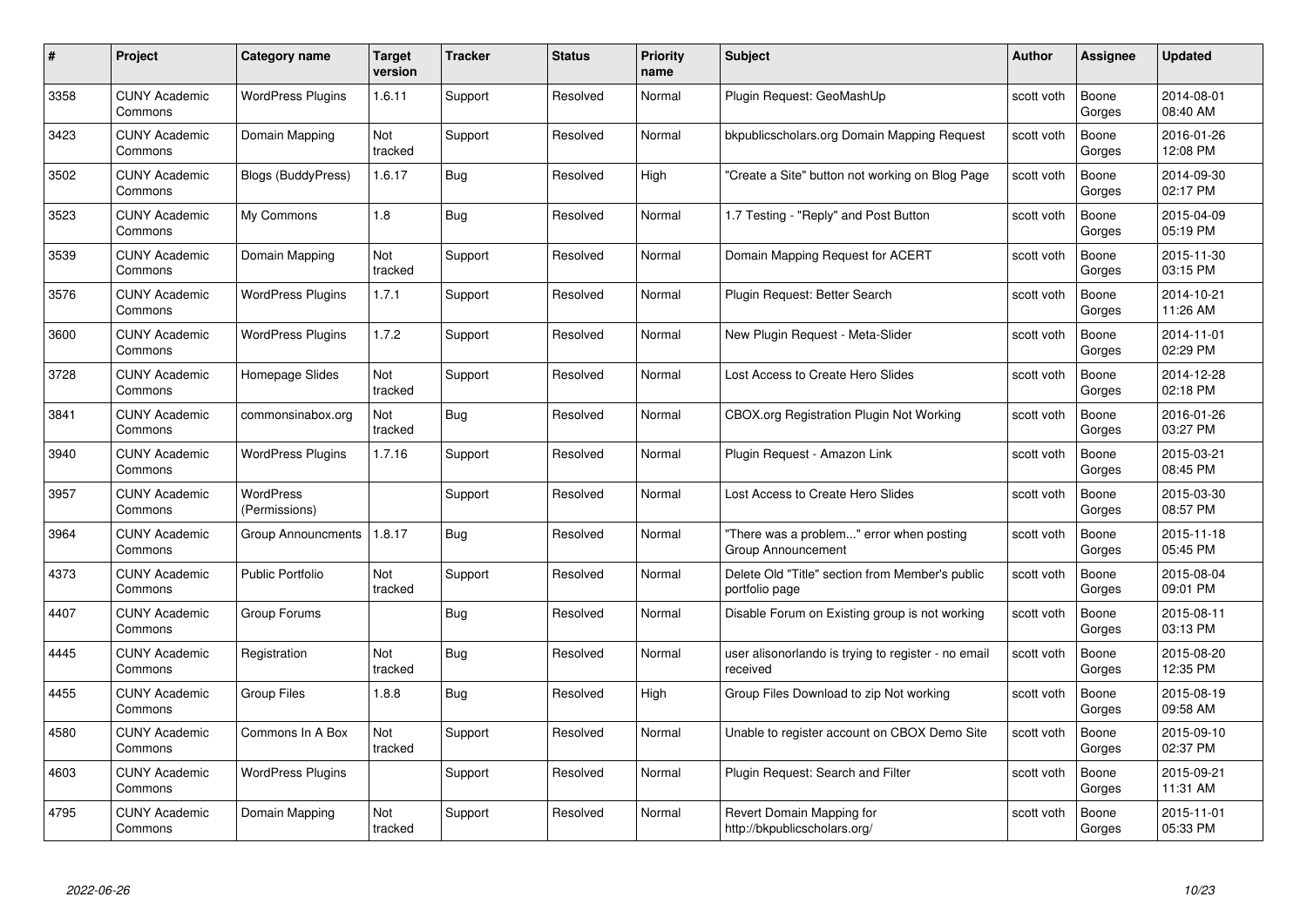| # | Project | Category name | Target version | Tracker | Status | Priority name | Subject | Author | Assignee | Updated |
|---|---|---|---|---|---|---|---|---|---|---|
| 3358 | CUNY Academic Commons | WordPress Plugins | 1.6.11 | Support | Resolved | Normal | Plugin Request: GeoMashUp | scott voth | Boone Gorges | 2014-08-01 08:40 AM |
| 3423 | CUNY Academic Commons | Domain Mapping | Not tracked | Support | Resolved | Normal | bkpublicscholars.org Domain Mapping Request | scott voth | Boone Gorges | 2016-01-26 12:08 PM |
| 3502 | CUNY Academic Commons | Blogs (BuddyPress) | 1.6.17 | Bug | Resolved | High | "Create a Site" button not working on Blog Page | scott voth | Boone Gorges | 2014-09-30 02:17 PM |
| 3523 | CUNY Academic Commons | My Commons | 1.8 | Bug | Resolved | Normal | 1.7 Testing - "Reply" and Post Button | scott voth | Boone Gorges | 2015-04-09 05:19 PM |
| 3539 | CUNY Academic Commons | Domain Mapping | Not tracked | Support | Resolved | Normal | Domain Mapping Request for ACERT | scott voth | Boone Gorges | 2015-11-30 03:15 PM |
| 3576 | CUNY Academic Commons | WordPress Plugins | 1.7.1 | Support | Resolved | Normal | Plugin Request: Better Search | scott voth | Boone Gorges | 2014-10-21 11:26 AM |
| 3600 | CUNY Academic Commons | WordPress Plugins | 1.7.2 | Support | Resolved | Normal | New Plugin Request - Meta-Slider | scott voth | Boone Gorges | 2014-11-01 02:29 PM |
| 3728 | CUNY Academic Commons | Homepage Slides | Not tracked | Support | Resolved | Normal | Lost Access to Create Hero Slides | scott voth | Boone Gorges | 2014-12-28 02:18 PM |
| 3841 | CUNY Academic Commons | commonsinabox.org | Not tracked | Bug | Resolved | Normal | CBOX.org Registration Plugin Not Working | scott voth | Boone Gorges | 2016-01-26 03:27 PM |
| 3940 | CUNY Academic Commons | WordPress Plugins | 1.7.16 | Support | Resolved | Normal | Plugin Request - Amazon Link | scott voth | Boone Gorges | 2015-03-21 08:45 PM |
| 3957 | CUNY Academic Commons | WordPress (Permissions) | | Support | Resolved | Normal | Lost Access to Create Hero Slides | scott voth | Boone Gorges | 2015-03-30 08:57 PM |
| 3964 | CUNY Academic Commons | Group Announcments | 1.8.17 | Bug | Resolved | Normal | "There was a problem..." error when posting Group Announcement | scott voth | Boone Gorges | 2015-11-18 05:45 PM |
| 4373 | CUNY Academic Commons | Public Portfolio | Not tracked | Support | Resolved | Normal | Delete Old "Title" section from Member's public portfolio page | scott voth | Boone Gorges | 2015-08-04 09:01 PM |
| 4407 | CUNY Academic Commons | Group Forums | | Bug | Resolved | Normal | Disable Forum on Existing group is not working | scott voth | Boone Gorges | 2015-08-11 03:13 PM |
| 4445 | CUNY Academic Commons | Registration | Not tracked | Bug | Resolved | Normal | user alisonorlando is trying to register - no email received | scott voth | Boone Gorges | 2015-08-20 12:35 PM |
| 4455 | CUNY Academic Commons | Group Files | 1.8.8 | Bug | Resolved | High | Group Files Download to zip Not working | scott voth | Boone Gorges | 2015-08-19 09:58 AM |
| 4580 | CUNY Academic Commons | Commons In A Box | Not tracked | Support | Resolved | Normal | Unable to register account on CBOX Demo Site | scott voth | Boone Gorges | 2015-09-10 02:37 PM |
| 4603 | CUNY Academic Commons | WordPress Plugins | | Support | Resolved | Normal | Plugin Request: Search and Filter | scott voth | Boone Gorges | 2015-09-21 11:31 AM |
| 4795 | CUNY Academic Commons | Domain Mapping | Not tracked | Support | Resolved | Normal | Revert Domain Mapping for http://bkpublicscholars.org/ | scott voth | Boone Gorges | 2015-11-01 05:33 PM |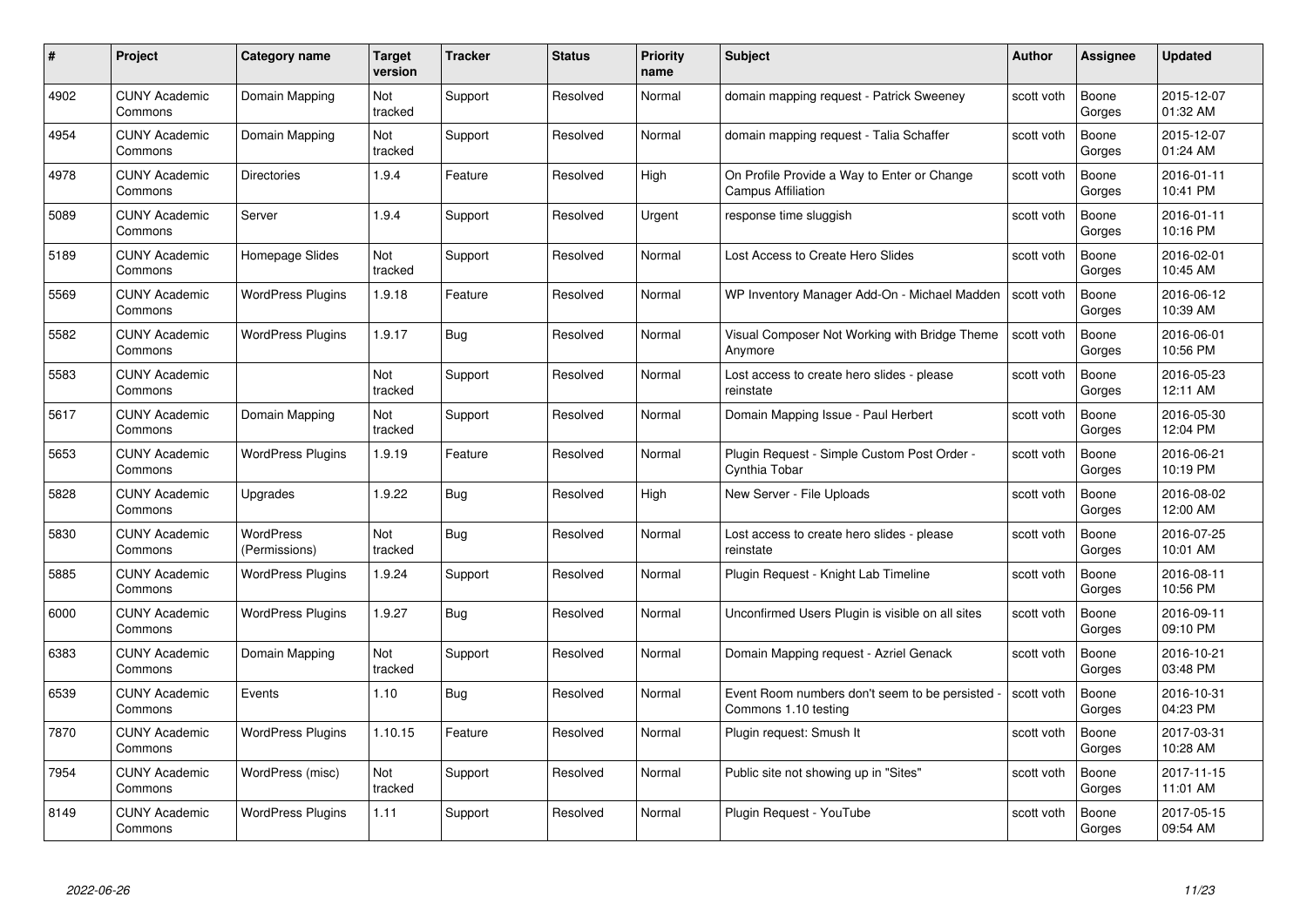| # | Project | Category name | Target version | Tracker | Status | Priority name | Subject | Author | Assignee | Updated |
|---|---|---|---|---|---|---|---|---|---|---|
| 4902 | CUNY Academic Commons | Domain Mapping | Not tracked | Support | Resolved | Normal | domain mapping request - Patrick Sweeney | scott voth | Boone Gorges | 2015-12-07 01:32 AM |
| 4954 | CUNY Academic Commons | Domain Mapping | Not tracked | Support | Resolved | Normal | domain mapping request - Talia Schaffer | scott voth | Boone Gorges | 2015-12-07 01:24 AM |
| 4978 | CUNY Academic Commons | Directories | 1.9.4 | Feature | Resolved | High | On Profile Provide a Way to Enter or Change Campus Affiliation | scott voth | Boone Gorges | 2016-01-11 10:41 PM |
| 5089 | CUNY Academic Commons | Server | 1.9.4 | Support | Resolved | Urgent | response time sluggish | scott voth | Boone Gorges | 2016-01-11 10:16 PM |
| 5189 | CUNY Academic Commons | Homepage Slides | Not tracked | Support | Resolved | Normal | Lost Access to Create Hero Slides | scott voth | Boone Gorges | 2016-02-01 10:45 AM |
| 5569 | CUNY Academic Commons | WordPress Plugins | 1.9.18 | Feature | Resolved | Normal | WP Inventory Manager Add-On - Michael Madden | scott voth | Boone Gorges | 2016-06-12 10:39 AM |
| 5582 | CUNY Academic Commons | WordPress Plugins | 1.9.17 | Bug | Resolved | Normal | Visual Composer Not Working with Bridge Theme Anymore | scott voth | Boone Gorges | 2016-06-01 10:56 PM |
| 5583 | CUNY Academic Commons | | Not tracked | Support | Resolved | Normal | Lost access to create hero slides - please reinstate | scott voth | Boone Gorges | 2016-05-23 12:11 AM |
| 5617 | CUNY Academic Commons | Domain Mapping | Not tracked | Support | Resolved | Normal | Domain Mapping Issue - Paul Herbert | scott voth | Boone Gorges | 2016-05-30 12:04 PM |
| 5653 | CUNY Academic Commons | WordPress Plugins | 1.9.19 | Feature | Resolved | Normal | Plugin Request - Simple Custom Post Order - Cynthia Tobar | scott voth | Boone Gorges | 2016-06-21 10:19 PM |
| 5828 | CUNY Academic Commons | Upgrades | 1.9.22 | Bug | Resolved | High | New Server - File Uploads | scott voth | Boone Gorges | 2016-08-02 12:00 AM |
| 5830 | CUNY Academic Commons | WordPress (Permissions) | Not tracked | Bug | Resolved | Normal | Lost access to create hero slides - please reinstate | scott voth | Boone Gorges | 2016-07-25 10:01 AM |
| 5885 | CUNY Academic Commons | WordPress Plugins | 1.9.24 | Support | Resolved | Normal | Plugin Request - Knight Lab Timeline | scott voth | Boone Gorges | 2016-08-11 10:56 PM |
| 6000 | CUNY Academic Commons | WordPress Plugins | 1.9.27 | Bug | Resolved | Normal | Unconfirmed Users Plugin is visible on all sites | scott voth | Boone Gorges | 2016-09-11 09:10 PM |
| 6383 | CUNY Academic Commons | Domain Mapping | Not tracked | Support | Resolved | Normal | Domain Mapping request - Azriel Genack | scott voth | Boone Gorges | 2016-10-21 03:48 PM |
| 6539 | CUNY Academic Commons | Events | 1.10 | Bug | Resolved | Normal | Event Room numbers don't seem to be persisted - Commons 1.10 testing | scott voth | Boone Gorges | 2016-10-31 04:23 PM |
| 7870 | CUNY Academic Commons | WordPress Plugins | 1.10.15 | Feature | Resolved | Normal | Plugin request: Smush It | scott voth | Boone Gorges | 2017-03-31 10:28 AM |
| 7954 | CUNY Academic Commons | WordPress (misc) | Not tracked | Support | Resolved | Normal | Public site not showing up in "Sites" | scott voth | Boone Gorges | 2017-11-15 11:01 AM |
| 8149 | CUNY Academic Commons | WordPress Plugins | 1.11 | Support | Resolved | Normal | Plugin Request - YouTube | scott voth | Boone Gorges | 2017-05-15 09:54 AM |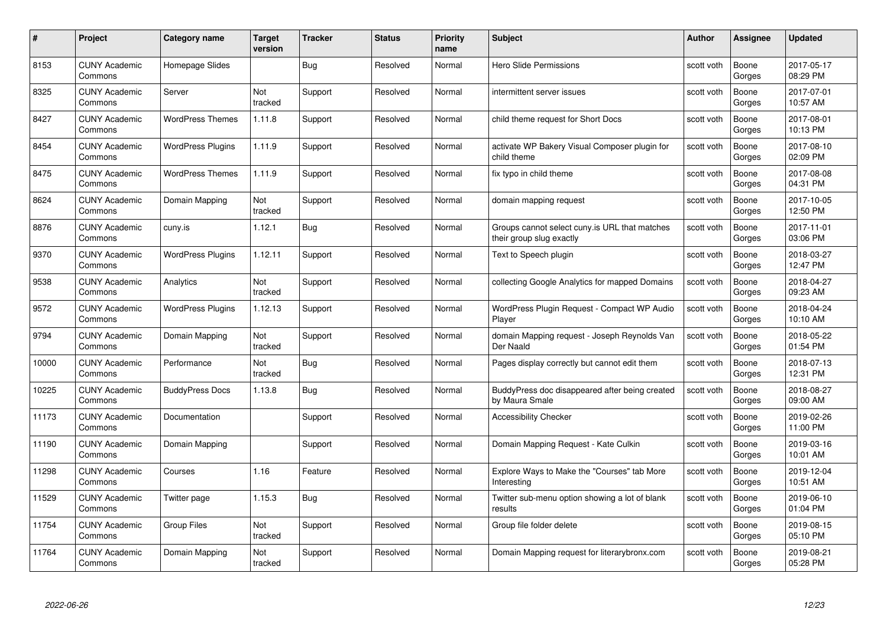| # | Project | Category name | Target version | Tracker | Status | Priority name | Subject | Author | Assignee | Updated |
|---|---|---|---|---|---|---|---|---|---|---|
| 8153 | CUNY Academic Commons | Homepage Slides | | Bug | Resolved | Normal | Hero Slide Permissions | scott voth | Boone Gorges | 2017-05-17 08:29 PM |
| 8325 | CUNY Academic Commons | Server | Not tracked | Support | Resolved | Normal | intermittent server issues | scott voth | Boone Gorges | 2017-07-01 10:57 AM |
| 8427 | CUNY Academic Commons | WordPress Themes | 1.11.8 | Support | Resolved | Normal | child theme request for Short Docs | scott voth | Boone Gorges | 2017-08-01 10:13 PM |
| 8454 | CUNY Academic Commons | WordPress Plugins | 1.11.9 | Support | Resolved | Normal | activate WP Bakery Visual Composer plugin for child theme | scott voth | Boone Gorges | 2017-08-10 02:09 PM |
| 8475 | CUNY Academic Commons | WordPress Themes | 1.11.9 | Support | Resolved | Normal | fix typo in child theme | scott voth | Boone Gorges | 2017-08-08 04:31 PM |
| 8624 | CUNY Academic Commons | Domain Mapping | Not tracked | Support | Resolved | Normal | domain mapping request | scott voth | Boone Gorges | 2017-10-05 12:50 PM |
| 8876 | CUNY Academic Commons | cuny.is | 1.12.1 | Bug | Resolved | Normal | Groups cannot select cuny.is URL that matches their group slug exactly | scott voth | Boone Gorges | 2017-11-01 03:06 PM |
| 9370 | CUNY Academic Commons | WordPress Plugins | 1.12.11 | Support | Resolved | Normal | Text to Speech plugin | scott voth | Boone Gorges | 2018-03-27 12:47 PM |
| 9538 | CUNY Academic Commons | Analytics | Not tracked | Support | Resolved | Normal | collecting Google Analytics for mapped Domains | scott voth | Boone Gorges | 2018-04-27 09:23 AM |
| 9572 | CUNY Academic Commons | WordPress Plugins | 1.12.13 | Support | Resolved | Normal | WordPress Plugin Request - Compact WP Audio Player | scott voth | Boone Gorges | 2018-04-24 10:10 AM |
| 9794 | CUNY Academic Commons | Domain Mapping | Not tracked | Support | Resolved | Normal | domain Mapping request - Joseph Reynolds Van Der Naald | scott voth | Boone Gorges | 2018-05-22 01:54 PM |
| 10000 | CUNY Academic Commons | Performance | Not tracked | Bug | Resolved | Normal | Pages display correctly but cannot edit them | scott voth | Boone Gorges | 2018-07-13 12:31 PM |
| 10225 | CUNY Academic Commons | BuddyPress Docs | 1.13.8 | Bug | Resolved | Normal | BuddyPress doc disappeared after being created by Maura Smale | scott voth | Boone Gorges | 2018-08-27 09:00 AM |
| 11173 | CUNY Academic Commons | Documentation | | Support | Resolved | Normal | Accessibility Checker | scott voth | Boone Gorges | 2019-02-26 11:00 PM |
| 11190 | CUNY Academic Commons | Domain Mapping | | Support | Resolved | Normal | Domain Mapping Request - Kate Culkin | scott voth | Boone Gorges | 2019-03-16 10:01 AM |
| 11298 | CUNY Academic Commons | Courses | 1.16 | Feature | Resolved | Normal | Explore Ways to Make the "Courses" tab More Interesting | scott voth | Boone Gorges | 2019-12-04 10:51 AM |
| 11529 | CUNY Academic Commons | Twitter page | 1.15.3 | Bug | Resolved | Normal | Twitter sub-menu option showing a lot of blank results | scott voth | Boone Gorges | 2019-06-10 01:04 PM |
| 11754 | CUNY Academic Commons | Group Files | Not tracked | Support | Resolved | Normal | Group file folder delete | scott voth | Boone Gorges | 2019-08-15 05:10 PM |
| 11764 | CUNY Academic Commons | Domain Mapping | Not tracked | Support | Resolved | Normal | Domain Mapping request for literarybronx.com | scott voth | Boone Gorges | 2019-08-21 05:28 PM |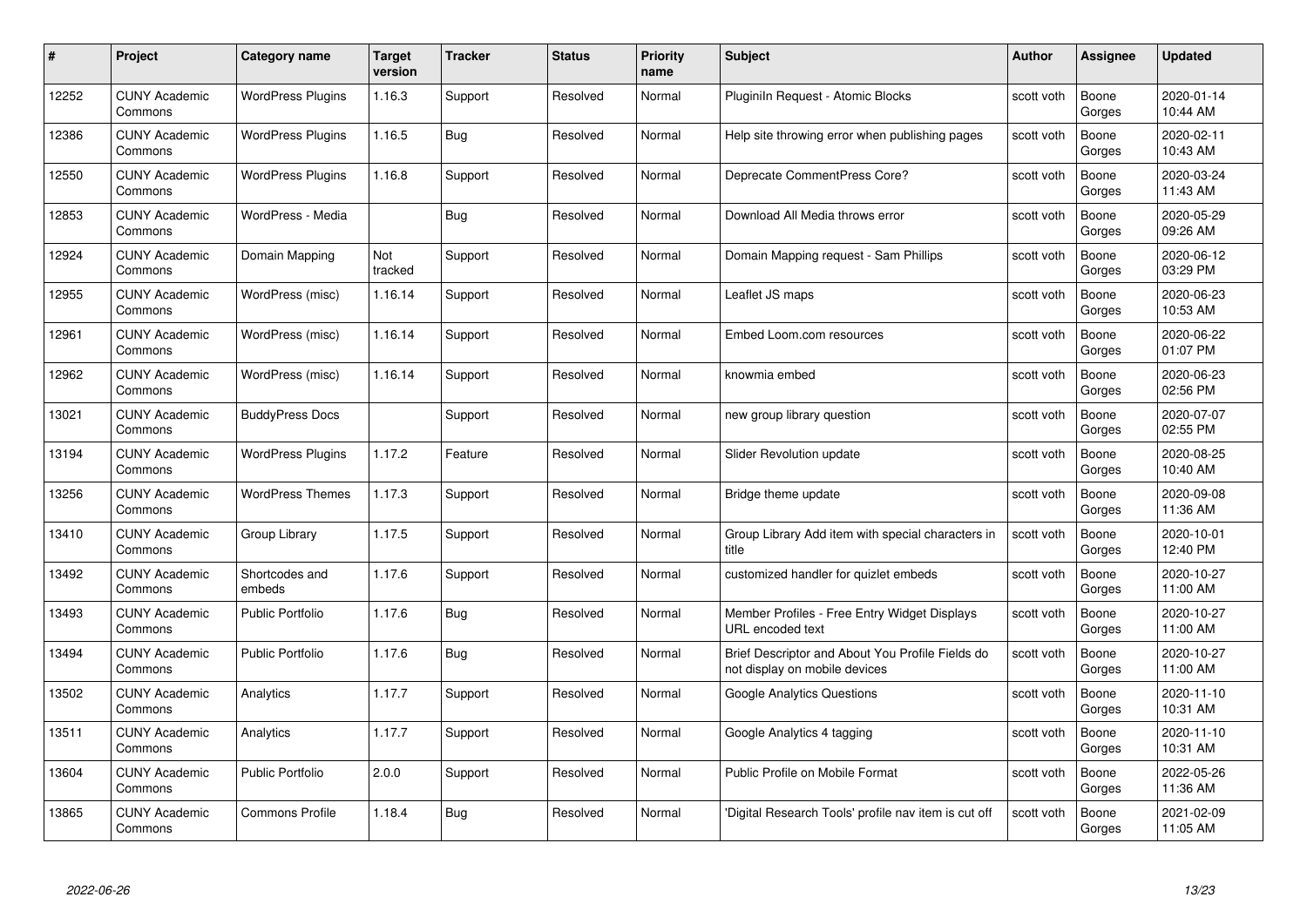| # | Project | Category name | Target version | Tracker | Status | Priority name | Subject | Author | Assignee | Updated |
|---|---|---|---|---|---|---|---|---|---|---|
| 12252 | CUNY Academic Commons | WordPress Plugins | 1.16.3 | Support | Resolved | Normal | Pluginln Request - Atomic Blocks | scott voth | Boone Gorges | 2020-01-14 10:44 AM |
| 12386 | CUNY Academic Commons | WordPress Plugins | 1.16.5 | Bug | Resolved | Normal | Help site throwing error when publishing pages | scott voth | Boone Gorges | 2020-02-11 10:43 AM |
| 12550 | CUNY Academic Commons | WordPress Plugins | 1.16.8 | Support | Resolved | Normal | Deprecate CommentPress Core? | scott voth | Boone Gorges | 2020-03-24 11:43 AM |
| 12853 | CUNY Academic Commons | WordPress - Media | | Bug | Resolved | Normal | Download All Media throws error | scott voth | Boone Gorges | 2020-05-29 09:26 AM |
| 12924 | CUNY Academic Commons | Domain Mapping | Not tracked | Support | Resolved | Normal | Domain Mapping request - Sam Phillips | scott voth | Boone Gorges | 2020-06-12 03:29 PM |
| 12955 | CUNY Academic Commons | WordPress (misc) | 1.16.14 | Support | Resolved | Normal | Leaflet JS maps | scott voth | Boone Gorges | 2020-06-23 10:53 AM |
| 12961 | CUNY Academic Commons | WordPress (misc) | 1.16.14 | Support | Resolved | Normal | Embed Loom.com resources | scott voth | Boone Gorges | 2020-06-22 01:07 PM |
| 12962 | CUNY Academic Commons | WordPress (misc) | 1.16.14 | Support | Resolved | Normal | knowmia embed | scott voth | Boone Gorges | 2020-06-23 02:56 PM |
| 13021 | CUNY Academic Commons | BuddyPress Docs | | Support | Resolved | Normal | new group library question | scott voth | Boone Gorges | 2020-07-07 02:55 PM |
| 13194 | CUNY Academic Commons | WordPress Plugins | 1.17.2 | Feature | Resolved | Normal | Slider Revolution update | scott voth | Boone Gorges | 2020-08-25 10:40 AM |
| 13256 | CUNY Academic Commons | WordPress Themes | 1.17.3 | Support | Resolved | Normal | Bridge theme update | scott voth | Boone Gorges | 2020-09-08 11:36 AM |
| 13410 | CUNY Academic Commons | Group Library | 1.17.5 | Support | Resolved | Normal | Group Library Add item with special characters in title | scott voth | Boone Gorges | 2020-10-01 12:40 PM |
| 13492 | CUNY Academic Commons | Shortcodes and embeds | 1.17.6 | Support | Resolved | Normal | customized handler for quizlet embeds | scott voth | Boone Gorges | 2020-10-27 11:00 AM |
| 13493 | CUNY Academic Commons | Public Portfolio | 1.17.6 | Bug | Resolved | Normal | Member Profiles - Free Entry Widget Displays URL encoded text | scott voth | Boone Gorges | 2020-10-27 11:00 AM |
| 13494 | CUNY Academic Commons | Public Portfolio | 1.17.6 | Bug | Resolved | Normal | Brief Descriptor and About You Profile Fields do not display on mobile devices | scott voth | Boone Gorges | 2020-10-27 11:00 AM |
| 13502 | CUNY Academic Commons | Analytics | 1.17.7 | Support | Resolved | Normal | Google Analytics Questions | scott voth | Boone Gorges | 2020-11-10 10:31 AM |
| 13511 | CUNY Academic Commons | Analytics | 1.17.7 | Support | Resolved | Normal | Google Analytics 4 tagging | scott voth | Boone Gorges | 2020-11-10 10:31 AM |
| 13604 | CUNY Academic Commons | Public Portfolio | 2.0.0 | Support | Resolved | Normal | Public Profile on Mobile Format | scott voth | Boone Gorges | 2022-05-26 11:36 AM |
| 13865 | CUNY Academic Commons | Commons Profile | 1.18.4 | Bug | Resolved | Normal | 'Digital Research Tools' profile nav item is cut off | scott voth | Boone Gorges | 2021-02-09 11:05 AM |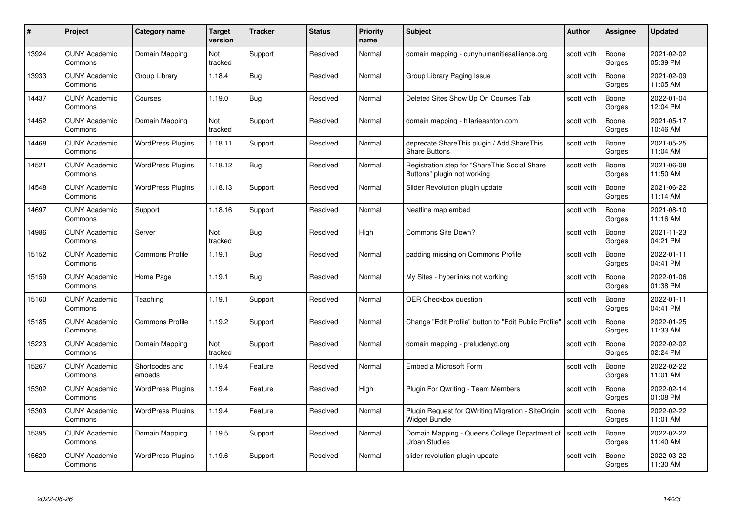| # | Project | Category name | Target version | Tracker | Status | Priority name | Subject | Author | Assignee | Updated |
|---|---|---|---|---|---|---|---|---|---|---|
| 13924 | CUNY Academic Commons | Domain Mapping | Not tracked | Support | Resolved | Normal | domain mapping - cunyhumanitiesalliance.org | scott voth | Boone Gorges | 2021-02-02 05:39 PM |
| 13933 | CUNY Academic Commons | Group Library | 1.18.4 | Bug | Resolved | Normal | Group Library Paging Issue | scott voth | Boone Gorges | 2021-02-09 11:05 AM |
| 14437 | CUNY Academic Commons | Courses | 1.19.0 | Bug | Resolved | Normal | Deleted Sites Show Up On Courses Tab | scott voth | Boone Gorges | 2022-01-04 12:04 PM |
| 14452 | CUNY Academic Commons | Domain Mapping | Not tracked | Support | Resolved | Normal | domain mapping - hilarieashton.com | scott voth | Boone Gorges | 2021-05-17 10:46 AM |
| 14468 | CUNY Academic Commons | WordPress Plugins | 1.18.11 | Support | Resolved | Normal | deprecate ShareThis plugin / Add ShareThis Share Buttons | scott voth | Boone Gorges | 2021-05-25 11:04 AM |
| 14521 | CUNY Academic Commons | WordPress Plugins | 1.18.12 | Bug | Resolved | Normal | Registration step for "ShareThis Social Share Buttons" plugin not working | scott voth | Boone Gorges | 2021-06-08 11:50 AM |
| 14548 | CUNY Academic Commons | WordPress Plugins | 1.18.13 | Support | Resolved | Normal | Slider Revolution plugin update | scott voth | Boone Gorges | 2021-06-22 11:14 AM |
| 14697 | CUNY Academic Commons | Support | 1.18.16 | Support | Resolved | Normal | Neatline map embed | scott voth | Boone Gorges | 2021-08-10 11:16 AM |
| 14986 | CUNY Academic Commons | Server | Not tracked | Bug | Resolved | High | Commons Site Down? | scott voth | Boone Gorges | 2021-11-23 04:21 PM |
| 15152 | CUNY Academic Commons | Commons Profile | 1.19.1 | Bug | Resolved | Normal | padding missing on Commons Profile | scott voth | Boone Gorges | 2022-01-11 04:41 PM |
| 15159 | CUNY Academic Commons | Home Page | 1.19.1 | Bug | Resolved | Normal | My Sites - hyperlinks not working | scott voth | Boone Gorges | 2022-01-06 01:38 PM |
| 15160 | CUNY Academic Commons | Teaching | 1.19.1 | Support | Resolved | Normal | OER Checkbox question | scott voth | Boone Gorges | 2022-01-11 04:41 PM |
| 15185 | CUNY Academic Commons | Commons Profile | 1.19.2 | Support | Resolved | Normal | Change "Edit Profile" button to "Edit Public Profile" | scott voth | Boone Gorges | 2022-01-25 11:33 AM |
| 15223 | CUNY Academic Commons | Domain Mapping | Not tracked | Support | Resolved | Normal | domain mapping - preludenyc.org | scott voth | Boone Gorges | 2022-02-02 02:24 PM |
| 15267 | CUNY Academic Commons | Shortcodes and embeds | 1.19.4 | Feature | Resolved | Normal | Embed a Microsoft Form | scott voth | Boone Gorges | 2022-02-22 11:01 AM |
| 15302 | CUNY Academic Commons | WordPress Plugins | 1.19.4 | Feature | Resolved | High | Plugin For Qwriting - Team Members | scott voth | Boone Gorges | 2022-02-14 01:08 PM |
| 15303 | CUNY Academic Commons | WordPress Plugins | 1.19.4 | Feature | Resolved | Normal | Plugin Request for QWriting Migration - SiteOrigin Widget Bundle | scott voth | Boone Gorges | 2022-02-22 11:01 AM |
| 15395 | CUNY Academic Commons | Domain Mapping | 1.19.5 | Support | Resolved | Normal | Domain Mapping - Queens College Department of Urban Studies | scott voth | Boone Gorges | 2022-02-22 11:40 AM |
| 15620 | CUNY Academic Commons | WordPress Plugins | 1.19.6 | Support | Resolved | Normal | slider revolution plugin update | scott voth | Boone Gorges | 2022-03-22 11:30 AM |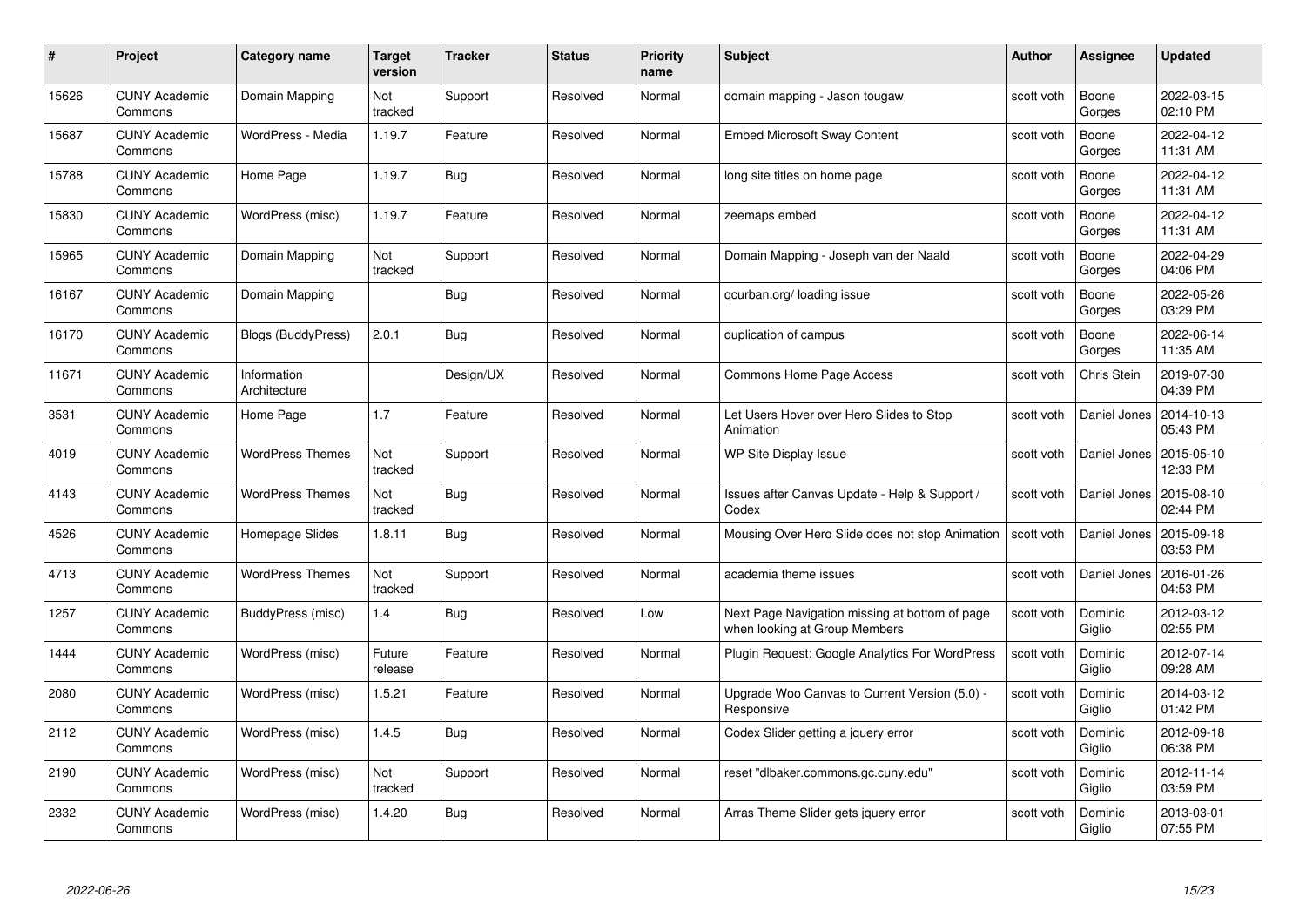| # | Project | Category name | Target version | Tracker | Status | Priority name | Subject | Author | Assignee | Updated |
|---|---|---|---|---|---|---|---|---|---|---|
| 15626 | CUNY Academic Commons | Domain Mapping | Not tracked | Support | Resolved | Normal | domain mapping - Jason tougaw | scott voth | Boone Gorges | 2022-03-15 02:10 PM |
| 15687 | CUNY Academic Commons | WordPress - Media | 1.19.7 | Feature | Resolved | Normal | Embed Microsoft Sway Content | scott voth | Boone Gorges | 2022-04-12 11:31 AM |
| 15788 | CUNY Academic Commons | Home Page | 1.19.7 | Bug | Resolved | Normal | long site titles on home page | scott voth | Boone Gorges | 2022-04-12 11:31 AM |
| 15830 | CUNY Academic Commons | WordPress (misc) | 1.19.7 | Feature | Resolved | Normal | zeemaps embed | scott voth | Boone Gorges | 2022-04-12 11:31 AM |
| 15965 | CUNY Academic Commons | Domain Mapping | Not tracked | Support | Resolved | Normal | Domain Mapping - Joseph van der Naald | scott voth | Boone Gorges | 2022-04-29 04:06 PM |
| 16167 | CUNY Academic Commons | Domain Mapping | | Bug | Resolved | Normal | qcurban.org/ loading issue | scott voth | Boone Gorges | 2022-05-26 03:29 PM |
| 16170 | CUNY Academic Commons | Blogs (BuddyPress) | 2.0.1 | Bug | Resolved | Normal | duplication of campus | scott voth | Boone Gorges | 2022-06-14 11:35 AM |
| 11671 | CUNY Academic Commons | Information Architecture | | Design/UX | Resolved | Normal | Commons Home Page Access | scott voth | Chris Stein | 2019-07-30 04:39 PM |
| 3531 | CUNY Academic Commons | Home Page | 1.7 | Feature | Resolved | Normal | Let Users Hover over Hero Slides to Stop Animation | scott voth | Daniel Jones | 2014-10-13 05:43 PM |
| 4019 | CUNY Academic Commons | WordPress Themes | Not tracked | Support | Resolved | Normal | WP Site Display Issue | scott voth | Daniel Jones | 2015-05-10 12:33 PM |
| 4143 | CUNY Academic Commons | WordPress Themes | Not tracked | Bug | Resolved | Normal | Issues after Canvas Update - Help & Support / Codex | scott voth | Daniel Jones | 2015-08-10 02:44 PM |
| 4526 | CUNY Academic Commons | Homepage Slides | 1.8.11 | Bug | Resolved | Normal | Mousing Over Hero Slide does not stop Animation | scott voth | Daniel Jones | 2015-09-18 03:53 PM |
| 4713 | CUNY Academic Commons | WordPress Themes | Not tracked | Support | Resolved | Normal | academia theme issues | scott voth | Daniel Jones | 2016-01-26 04:53 PM |
| 1257 | CUNY Academic Commons | BuddyPress (misc) | 1.4 | Bug | Resolved | Low | Next Page Navigation missing at bottom of page when looking at Group Members | scott voth | Dominic Giglio | 2012-03-12 02:55 PM |
| 1444 | CUNY Academic Commons | WordPress (misc) | Future release | Feature | Resolved | Normal | Plugin Request: Google Analytics For WordPress | scott voth | Dominic Giglio | 2012-07-14 09:28 AM |
| 2080 | CUNY Academic Commons | WordPress (misc) | 1.5.21 | Feature | Resolved | Normal | Upgrade Woo Canvas to Current Version (5.0) - Responsive | scott voth | Dominic Giglio | 2014-03-12 01:42 PM |
| 2112 | CUNY Academic Commons | WordPress (misc) | 1.4.5 | Bug | Resolved | Normal | Codex Slider getting a jquery error | scott voth | Dominic Giglio | 2012-09-18 06:38 PM |
| 2190 | CUNY Academic Commons | WordPress (misc) | Not tracked | Support | Resolved | Normal | reset "dlbaker.commons.gc.cuny.edu" | scott voth | Dominic Giglio | 2012-11-14 03:59 PM |
| 2332 | CUNY Academic Commons | WordPress (misc) | 1.4.20 | Bug | Resolved | Normal | Arras Theme Slider gets jquery error | scott voth | Dominic Giglio | 2013-03-01 07:55 PM |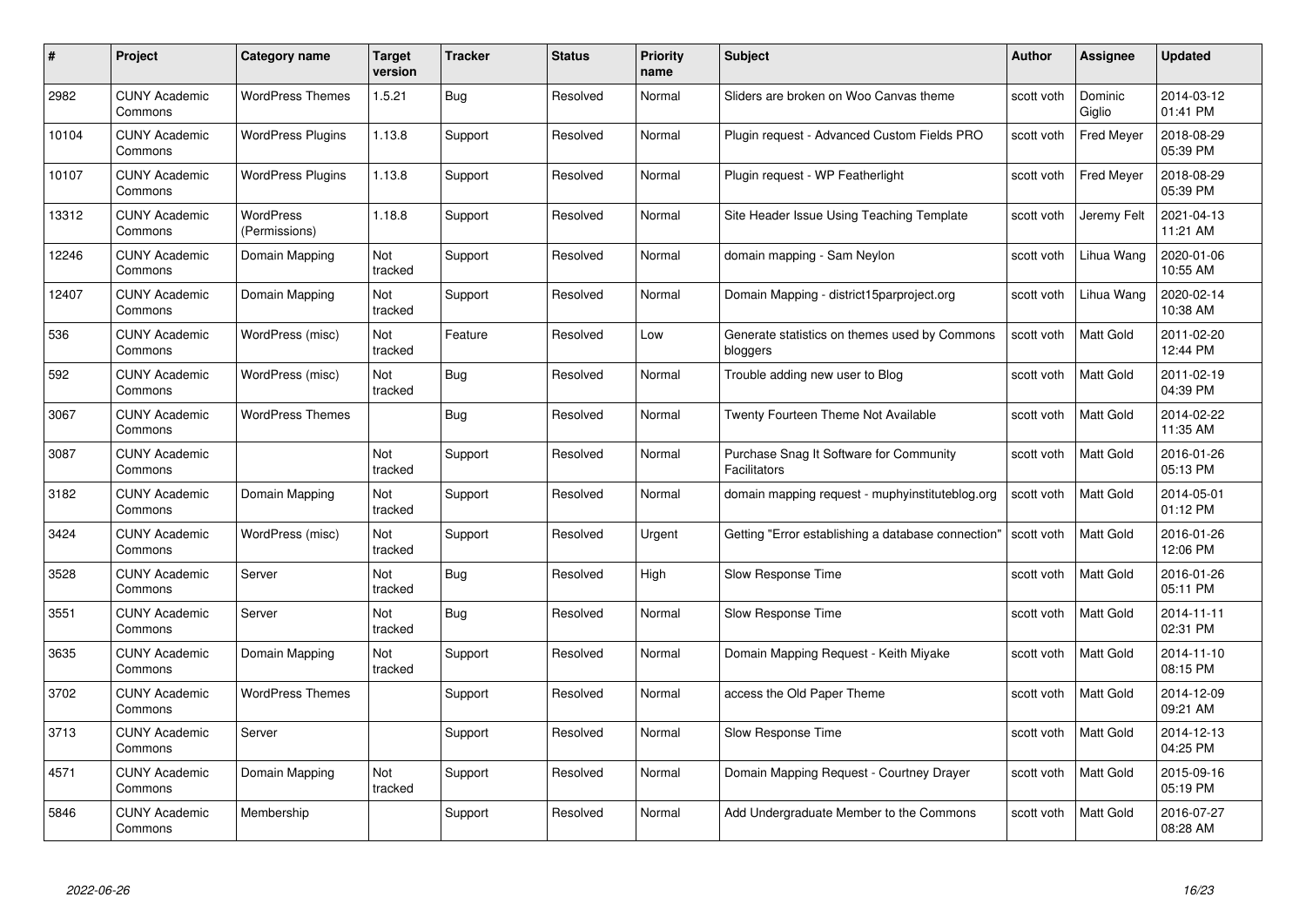| # | Project | Category name | Target version | Tracker | Status | Priority name | Subject | Author | Assignee | Updated |
|---|---|---|---|---|---|---|---|---|---|---|
| 2982 | CUNY Academic Commons | WordPress Themes | 1.5.21 | Bug | Resolved | Normal | Sliders are broken on Woo Canvas theme | scott voth | Dominic Giglio | 2014-03-12 01:41 PM |
| 10104 | CUNY Academic Commons | WordPress Plugins | 1.13.8 | Support | Resolved | Normal | Plugin request - Advanced Custom Fields PRO | scott voth | Fred Meyer | 2018-08-29 05:39 PM |
| 10107 | CUNY Academic Commons | WordPress Plugins | 1.13.8 | Support | Resolved | Normal | Plugin request - WP Featherlight | scott voth | Fred Meyer | 2018-08-29 05:39 PM |
| 13312 | CUNY Academic Commons | WordPress (Permissions) | 1.18.8 | Support | Resolved | Normal | Site Header Issue Using Teaching Template | scott voth | Jeremy Felt | 2021-04-13 11:21 AM |
| 12246 | CUNY Academic Commons | Domain Mapping | Not tracked | Support | Resolved | Normal | domain mapping - Sam Neylon | scott voth | Lihua Wang | 2020-01-06 10:55 AM |
| 12407 | CUNY Academic Commons | Domain Mapping | Not tracked | Support | Resolved | Normal | Domain Mapping - district15parproject.org | scott voth | Lihua Wang | 2020-02-14 10:38 AM |
| 536 | CUNY Academic Commons | WordPress (misc) | Not tracked | Feature | Resolved | Low | Generate statistics on themes used by Commons bloggers | scott voth | Matt Gold | 2011-02-20 12:44 PM |
| 592 | CUNY Academic Commons | WordPress (misc) | Not tracked | Bug | Resolved | Normal | Trouble adding new user to Blog | scott voth | Matt Gold | 2011-02-19 04:39 PM |
| 3067 | CUNY Academic Commons | WordPress Themes | | Bug | Resolved | Normal | Twenty Fourteen Theme Not Available | scott voth | Matt Gold | 2014-02-22 11:35 AM |
| 3087 | CUNY Academic Commons | | Not tracked | Support | Resolved | Normal | Purchase Snag It Software for Community Facilitators | scott voth | Matt Gold | 2016-01-26 05:13 PM |
| 3182 | CUNY Academic Commons | Domain Mapping | Not tracked | Support | Resolved | Normal | domain mapping request - muphyinstituteblog.org | scott voth | Matt Gold | 2014-05-01 01:12 PM |
| 3424 | CUNY Academic Commons | WordPress (misc) | Not tracked | Support | Resolved | Urgent | Getting "Error establishing a database connection" | scott voth | Matt Gold | 2016-01-26 12:06 PM |
| 3528 | CUNY Academic Commons | Server | Not tracked | Bug | Resolved | High | Slow Response Time | scott voth | Matt Gold | 2016-01-26 05:11 PM |
| 3551 | CUNY Academic Commons | Server | Not tracked | Bug | Resolved | Normal | Slow Response Time | scott voth | Matt Gold | 2014-11-11 02:31 PM |
| 3635 | CUNY Academic Commons | Domain Mapping | Not tracked | Support | Resolved | Normal | Domain Mapping Request - Keith Miyake | scott voth | Matt Gold | 2014-11-10 08:15 PM |
| 3702 | CUNY Academic Commons | WordPress Themes | | Support | Resolved | Normal | access the Old Paper Theme | scott voth | Matt Gold | 2014-12-09 09:21 AM |
| 3713 | CUNY Academic Commons | Server | | Support | Resolved | Normal | Slow Response Time | scott voth | Matt Gold | 2014-12-13 04:25 PM |
| 4571 | CUNY Academic Commons | Domain Mapping | Not tracked | Support | Resolved | Normal | Domain Mapping Request - Courtney Drayer | scott voth | Matt Gold | 2015-09-16 05:19 PM |
| 5846 | CUNY Academic Commons | Membership | | Support | Resolved | Normal | Add Undergraduate Member to the Commons | scott voth | Matt Gold | 2016-07-27 08:28 AM |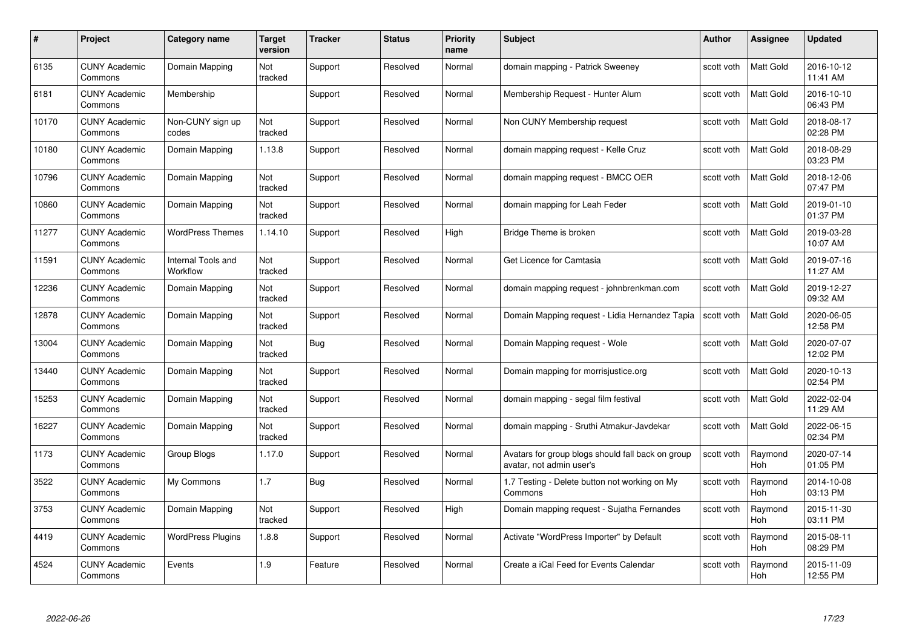| # | Project | Category name | Target version | Tracker | Status | Priority name | Subject | Author | Assignee | Updated |
|---|---|---|---|---|---|---|---|---|---|---|
| 6135 | CUNY Academic Commons | Domain Mapping | Not tracked | Support | Resolved | Normal | domain mapping - Patrick Sweeney | scott voth | Matt Gold | 2016-10-12 11:41 AM |
| 6181 | CUNY Academic Commons | Membership | | Support | Resolved | Normal | Membership Request - Hunter Alum | scott voth | Matt Gold | 2016-10-10 06:43 PM |
| 10170 | CUNY Academic Commons | Non-CUNY sign up codes | Not tracked | Support | Resolved | Normal | Non CUNY Membership request | scott voth | Matt Gold | 2018-08-17 02:28 PM |
| 10180 | CUNY Academic Commons | Domain Mapping | 1.13.8 | Support | Resolved | Normal | domain mapping request - Kelle Cruz | scott voth | Matt Gold | 2018-08-29 03:23 PM |
| 10796 | CUNY Academic Commons | Domain Mapping | Not tracked | Support | Resolved | Normal | domain mapping request - BMCC OER | scott voth | Matt Gold | 2018-12-06 07:47 PM |
| 10860 | CUNY Academic Commons | Domain Mapping | Not tracked | Support | Resolved | Normal | domain mapping for Leah Feder | scott voth | Matt Gold | 2019-01-10 01:37 PM |
| 11277 | CUNY Academic Commons | WordPress Themes | 1.14.10 | Support | Resolved | High | Bridge Theme is broken | scott voth | Matt Gold | 2019-03-28 10:07 AM |
| 11591 | CUNY Academic Commons | Internal Tools and Workflow | Not tracked | Support | Resolved | Normal | Get Licence for Camtasia | scott voth | Matt Gold | 2019-07-16 11:27 AM |
| 12236 | CUNY Academic Commons | Domain Mapping | Not tracked | Support | Resolved | Normal | domain mapping request - johnbrenkman.com | scott voth | Matt Gold | 2019-12-27 09:32 AM |
| 12878 | CUNY Academic Commons | Domain Mapping | Not tracked | Support | Resolved | Normal | Domain Mapping request - Lidia Hernandez Tapia | scott voth | Matt Gold | 2020-06-05 12:58 PM |
| 13004 | CUNY Academic Commons | Domain Mapping | Not tracked | Bug | Resolved | Normal | Domain Mapping request - Wole | scott voth | Matt Gold | 2020-07-07 12:02 PM |
| 13440 | CUNY Academic Commons | Domain Mapping | Not tracked | Support | Resolved | Normal | Domain mapping for morrisjustice.org | scott voth | Matt Gold | 2020-10-13 02:54 PM |
| 15253 | CUNY Academic Commons | Domain Mapping | Not tracked | Support | Resolved | Normal | domain mapping - segal film festival | scott voth | Matt Gold | 2022-02-04 11:29 AM |
| 16227 | CUNY Academic Commons | Domain Mapping | Not tracked | Support | Resolved | Normal | domain mapping - Sruthi Atmakur-Javdekar | scott voth | Matt Gold | 2022-06-15 02:34 PM |
| 1173 | CUNY Academic Commons | Group Blogs | 1.17.0 | Support | Resolved | Normal | Avatars for group blogs should fall back on group avatar, not admin user's | scott voth | Raymond Hoh | 2020-07-14 01:05 PM |
| 3522 | CUNY Academic Commons | My Commons | 1.7 | Bug | Resolved | Normal | 1.7 Testing - Delete button not working on My Commons | scott voth | Raymond Hoh | 2014-10-08 03:13 PM |
| 3753 | CUNY Academic Commons | Domain Mapping | Not tracked | Support | Resolved | High | Domain mapping request - Sujatha Fernandes | scott voth | Raymond Hoh | 2015-11-30 03:11 PM |
| 4419 | CUNY Academic Commons | WordPress Plugins | 1.8.8 | Support | Resolved | Normal | Activate "WordPress Importer" by Default | scott voth | Raymond Hoh | 2015-08-11 08:29 PM |
| 4524 | CUNY Academic Commons | Events | 1.9 | Feature | Resolved | Normal | Create a iCal Feed for Events Calendar | scott voth | Raymond Hoh | 2015-11-09 12:55 PM |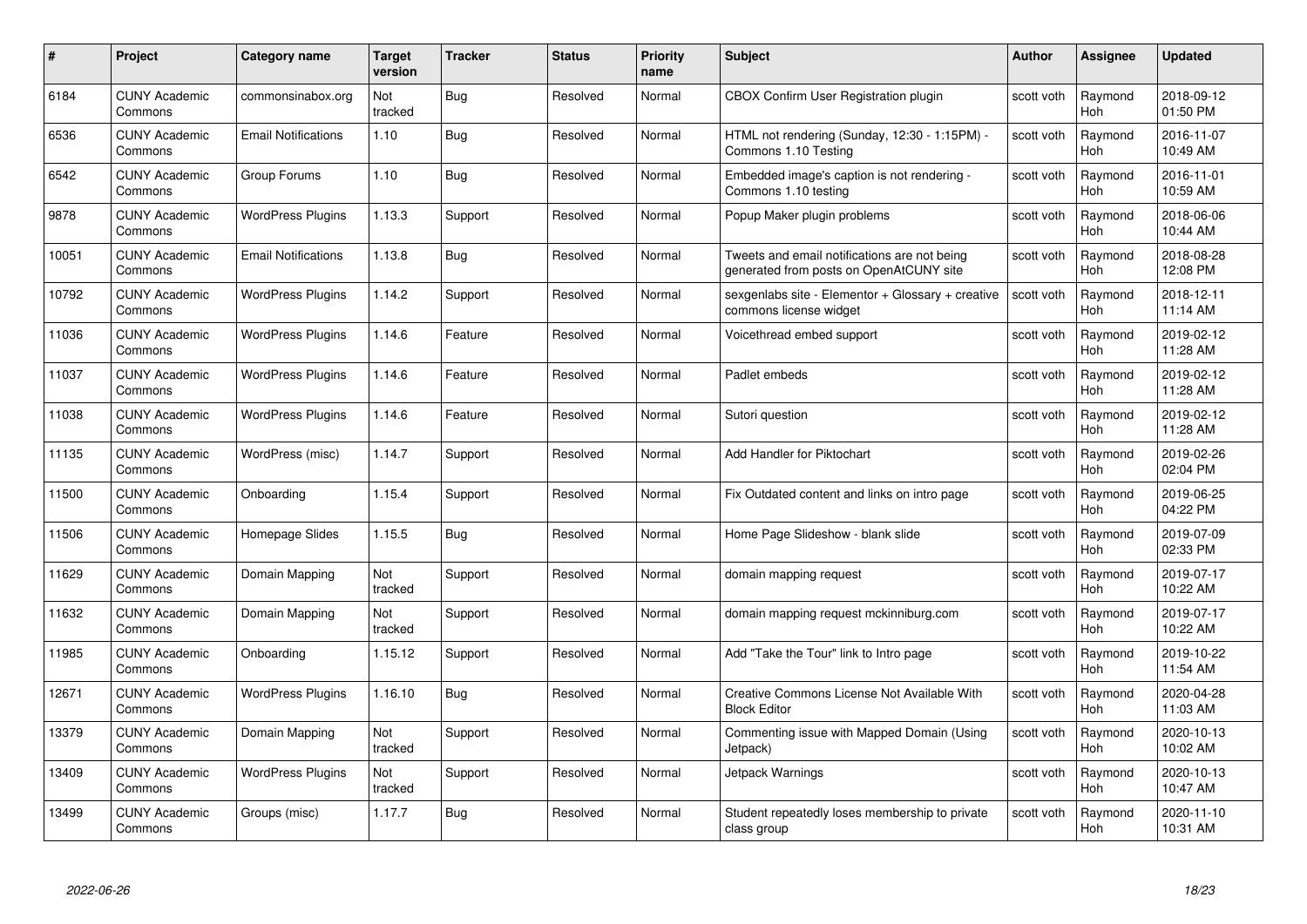| # | Project | Category name | Target version | Tracker | Status | Priority name | Subject | Author | Assignee | Updated |
|---|---|---|---|---|---|---|---|---|---|---|
| 6184 | CUNY Academic Commons | commonsinabox.org | Not tracked | Bug | Resolved | Normal | CBOX Confirm User Registration plugin | scott voth | Raymond Hoh | 2018-09-12 01:50 PM |
| 6536 | CUNY Academic Commons | Email Notifications | 1.10 | Bug | Resolved | Normal | HTML not rendering (Sunday, 12:30 - 1:15PM) - Commons 1.10 Testing | scott voth | Raymond Hoh | 2016-11-07 10:49 AM |
| 6542 | CUNY Academic Commons | Group Forums | 1.10 | Bug | Resolved | Normal | Embedded image's caption is not rendering - Commons 1.10 testing | scott voth | Raymond Hoh | 2016-11-01 10:59 AM |
| 9878 | CUNY Academic Commons | WordPress Plugins | 1.13.3 | Support | Resolved | Normal | Popup Maker plugin problems | scott voth | Raymond Hoh | 2018-06-06 10:44 AM |
| 10051 | CUNY Academic Commons | Email Notifications | 1.13.8 | Bug | Resolved | Normal | Tweets and email notifications are not being generated from posts on OpenAtCUNY site | scott voth | Raymond Hoh | 2018-08-28 12:08 PM |
| 10792 | CUNY Academic Commons | WordPress Plugins | 1.14.2 | Support | Resolved | Normal | sexgenlabs site - Elementor + Glossary + creative commons license widget | scott voth | Raymond Hoh | 2018-12-11 11:14 AM |
| 11036 | CUNY Academic Commons | WordPress Plugins | 1.14.6 | Feature | Resolved | Normal | Voicethread embed support | scott voth | Raymond Hoh | 2019-02-12 11:28 AM |
| 11037 | CUNY Academic Commons | WordPress Plugins | 1.14.6 | Feature | Resolved | Normal | Padlet embeds | scott voth | Raymond Hoh | 2019-02-12 11:28 AM |
| 11038 | CUNY Academic Commons | WordPress Plugins | 1.14.6 | Feature | Resolved | Normal | Sutori question | scott voth | Raymond Hoh | 2019-02-12 11:28 AM |
| 11135 | CUNY Academic Commons | WordPress (misc) | 1.14.7 | Support | Resolved | Normal | Add Handler for Piktochart | scott voth | Raymond Hoh | 2019-02-26 02:04 PM |
| 11500 | CUNY Academic Commons | Onboarding | 1.15.4 | Support | Resolved | Normal | Fix Outdated content and links on intro page | scott voth | Raymond Hoh | 2019-06-25 04:22 PM |
| 11506 | CUNY Academic Commons | Homepage Slides | 1.15.5 | Bug | Resolved | Normal | Home Page Slideshow - blank slide | scott voth | Raymond Hoh | 2019-07-09 02:33 PM |
| 11629 | CUNY Academic Commons | Domain Mapping | Not tracked | Support | Resolved | Normal | domain mapping request | scott voth | Raymond Hoh | 2019-07-17 10:22 AM |
| 11632 | CUNY Academic Commons | Domain Mapping | Not tracked | Support | Resolved | Normal | domain mapping request mckinniburg.com | scott voth | Raymond Hoh | 2019-07-17 10:22 AM |
| 11985 | CUNY Academic Commons | Onboarding | 1.15.12 | Support | Resolved | Normal | Add "Take the Tour" link to Intro page | scott voth | Raymond Hoh | 2019-10-22 11:54 AM |
| 12671 | CUNY Academic Commons | WordPress Plugins | 1.16.10 | Bug | Resolved | Normal | Creative Commons License Not Available With Block Editor | scott voth | Raymond Hoh | 2020-04-28 11:03 AM |
| 13379 | CUNY Academic Commons | Domain Mapping | Not tracked | Support | Resolved | Normal | Commenting issue with Mapped Domain (Using Jetpack) | scott voth | Raymond Hoh | 2020-10-13 10:02 AM |
| 13409 | CUNY Academic Commons | WordPress Plugins | Not tracked | Support | Resolved | Normal | Jetpack Warnings | scott voth | Raymond Hoh | 2020-10-13 10:47 AM |
| 13499 | CUNY Academic Commons | Groups (misc) | 1.17.7 | Bug | Resolved | Normal | Student repeatedly loses membership to private class group | scott voth | Raymond Hoh | 2020-11-10 10:31 AM |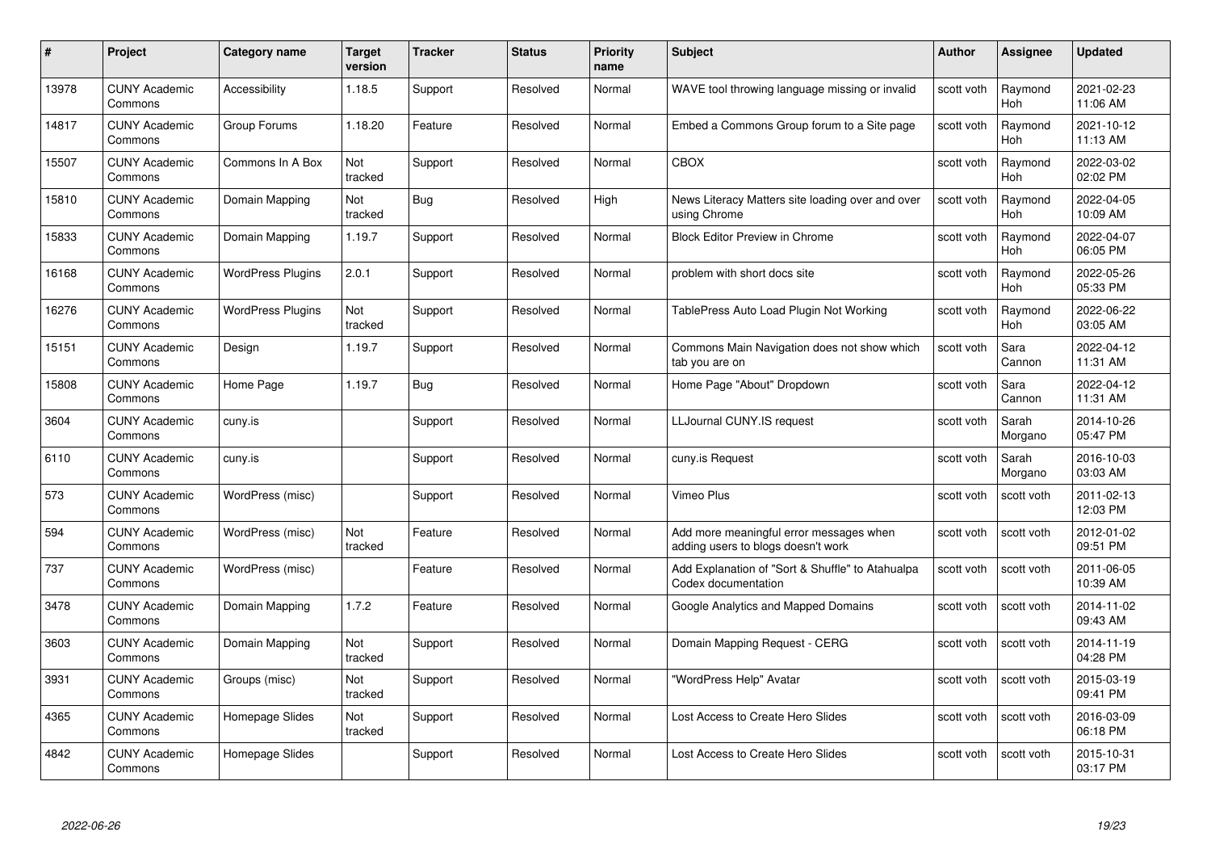| # | Project | Category name | Target version | Tracker | Status | Priority name | Subject | Author | Assignee | Updated |
|---|---|---|---|---|---|---|---|---|---|---|
| 13978 | CUNY Academic Commons | Accessibility | 1.18.5 | Support | Resolved | Normal | WAVE tool throwing language missing or invalid | scott voth | Raymond Hoh | 2021-02-23 11:06 AM |
| 14817 | CUNY Academic Commons | Group Forums | 1.18.20 | Feature | Resolved | Normal | Embed a Commons Group forum to a Site page | scott voth | Raymond Hoh | 2021-10-12 11:13 AM |
| 15507 | CUNY Academic Commons | Commons In A Box | Not tracked | Support | Resolved | Normal | CBOX | scott voth | Raymond Hoh | 2022-03-02 02:02 PM |
| 15810 | CUNY Academic Commons | Domain Mapping | Not tracked | Bug | Resolved | High | News Literacy Matters site loading over and over using Chrome | scott voth | Raymond Hoh | 2022-04-05 10:09 AM |
| 15833 | CUNY Academic Commons | Domain Mapping | 1.19.7 | Support | Resolved | Normal | Block Editor Preview in Chrome | scott voth | Raymond Hoh | 2022-04-07 06:05 PM |
| 16168 | CUNY Academic Commons | WordPress Plugins | 2.0.1 | Support | Resolved | Normal | problem with short docs site | scott voth | Raymond Hoh | 2022-05-26 05:33 PM |
| 16276 | CUNY Academic Commons | WordPress Plugins | Not tracked | Support | Resolved | Normal | TablePress Auto Load Plugin Not Working | scott voth | Raymond Hoh | 2022-06-22 03:05 AM |
| 15151 | CUNY Academic Commons | Design | 1.19.7 | Support | Resolved | Normal | Commons Main Navigation does not show which tab you are on | scott voth | Sara Cannon | 2022-04-12 11:31 AM |
| 15808 | CUNY Academic Commons | Home Page | 1.19.7 | Bug | Resolved | Normal | Home Page "About" Dropdown | scott voth | Sara Cannon | 2022-04-12 11:31 AM |
| 3604 | CUNY Academic Commons | cuny.is | | Support | Resolved | Normal | LLJournal CUNY.IS request | scott voth | Sarah Morgano | 2014-10-26 05:47 PM |
| 6110 | CUNY Academic Commons | cuny.is | | Support | Resolved | Normal | cuny.is Request | scott voth | Sarah Morgano | 2016-10-03 03:03 AM |
| 573 | CUNY Academic Commons | WordPress (misc) | | Support | Resolved | Normal | Vimeo Plus | scott voth | scott voth | 2011-02-13 12:03 PM |
| 594 | CUNY Academic Commons | WordPress (misc) | Not tracked | Feature | Resolved | Normal | Add more meaningful error messages when adding users to blogs doesn't work | scott voth | scott voth | 2012-01-02 09:51 PM |
| 737 | CUNY Academic Commons | WordPress (misc) | | Feature | Resolved | Normal | Add Explanation of "Sort & Shuffle" to Atahualpa Codex documentation | scott voth | scott voth | 2011-06-05 10:39 AM |
| 3478 | CUNY Academic Commons | Domain Mapping | 1.7.2 | Feature | Resolved | Normal | Google Analytics and Mapped Domains | scott voth | scott voth | 2014-11-02 09:43 AM |
| 3603 | CUNY Academic Commons | Domain Mapping | Not tracked | Support | Resolved | Normal | Domain Mapping Request - CERG | scott voth | scott voth | 2014-11-19 04:28 PM |
| 3931 | CUNY Academic Commons | Groups (misc) | Not tracked | Support | Resolved | Normal | "WordPress Help" Avatar | scott voth | scott voth | 2015-03-19 09:41 PM |
| 4365 | CUNY Academic Commons | Homepage Slides | Not tracked | Support | Resolved | Normal | Lost Access to Create Hero Slides | scott voth | scott voth | 2016-03-09 06:18 PM |
| 4842 | CUNY Academic Commons | Homepage Slides | | Support | Resolved | Normal | Lost Access to Create Hero Slides | scott voth | scott voth | 2015-10-31 03:17 PM |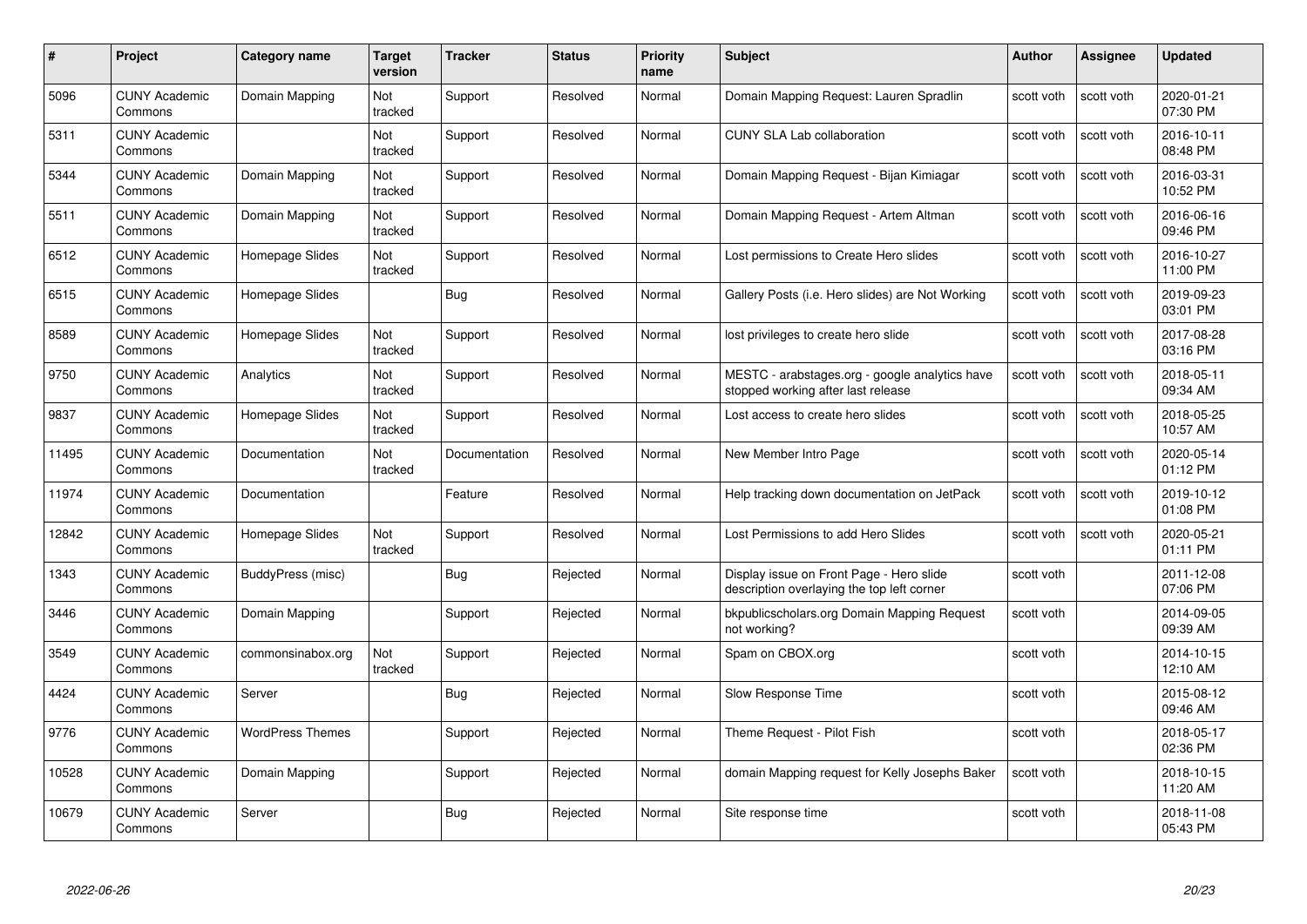| # | Project | Category name | Target version | Tracker | Status | Priority name | Subject | Author | Assignee | Updated |
|---|---|---|---|---|---|---|---|---|---|---|
| 5096 | CUNY Academic Commons | Domain Mapping | Not tracked | Support | Resolved | Normal | Domain Mapping Request: Lauren Spradlin | scott voth | scott voth | 2020-01-21 07:30 PM |
| 5311 | CUNY Academic Commons | | Not tracked | Support | Resolved | Normal | CUNY SLA Lab collaboration | scott voth | scott voth | 2016-10-11 08:48 PM |
| 5344 | CUNY Academic Commons | Domain Mapping | Not tracked | Support | Resolved | Normal | Domain Mapping Request - Bijan Kimiagar | scott voth | scott voth | 2016-03-31 10:52 PM |
| 5511 | CUNY Academic Commons | Domain Mapping | Not tracked | Support | Resolved | Normal | Domain Mapping Request - Artem Altman | scott voth | scott voth | 2016-06-16 09:46 PM |
| 6512 | CUNY Academic Commons | Homepage Slides | Not tracked | Support | Resolved | Normal | Lost permissions to Create Hero slides | scott voth | scott voth | 2016-10-27 11:00 PM |
| 6515 | CUNY Academic Commons | Homepage Slides | | Bug | Resolved | Normal | Gallery Posts (i.e. Hero slides) are Not Working | scott voth | scott voth | 2019-09-23 03:01 PM |
| 8589 | CUNY Academic Commons | Homepage Slides | Not tracked | Support | Resolved | Normal | lost privileges to create hero slide | scott voth | scott voth | 2017-08-28 03:16 PM |
| 9750 | CUNY Academic Commons | Analytics | Not tracked | Support | Resolved | Normal | MESTC - arabstages.org - google analytics have stopped working after last release | scott voth | scott voth | 2018-05-11 09:34 AM |
| 9837 | CUNY Academic Commons | Homepage Slides | Not tracked | Support | Resolved | Normal | Lost access to create hero slides | scott voth | scott voth | 2018-05-25 10:57 AM |
| 11495 | CUNY Academic Commons | Documentation | Not tracked | Documentation | Resolved | Normal | New Member Intro Page | scott voth | scott voth | 2020-05-14 01:12 PM |
| 11974 | CUNY Academic Commons | Documentation | | Feature | Resolved | Normal | Help tracking down documentation on JetPack | scott voth | scott voth | 2019-10-12 01:08 PM |
| 12842 | CUNY Academic Commons | Homepage Slides | Not tracked | Support | Resolved | Normal | Lost Permissions to add Hero Slides | scott voth | scott voth | 2020-05-21 01:11 PM |
| 1343 | CUNY Academic Commons | BuddyPress (misc) | | Bug | Rejected | Normal | Display issue on Front Page - Hero slide description overlaying the top left corner | scott voth | | 2011-12-08 07:06 PM |
| 3446 | CUNY Academic Commons | Domain Mapping | | Support | Rejected | Normal | bkpublicscholars.org Domain Mapping Request not working? | scott voth | | 2014-09-05 09:39 AM |
| 3549 | CUNY Academic Commons | commonsinabox.org | Not tracked | Support | Rejected | Normal | Spam on CBOX.org | scott voth | | 2014-10-15 12:10 AM |
| 4424 | CUNY Academic Commons | Server | | Bug | Rejected | Normal | Slow Response Time | scott voth | | 2015-08-12 09:46 AM |
| 9776 | CUNY Academic Commons | WordPress Themes | | Support | Rejected | Normal | Theme Request - Pilot Fish | scott voth | | 2018-05-17 02:36 PM |
| 10528 | CUNY Academic Commons | Domain Mapping | | Support | Rejected | Normal | domain Mapping request for Kelly Josephs Baker | scott voth | | 2018-10-15 11:20 AM |
| 10679 | CUNY Academic Commons | Server | | Bug | Rejected | Normal | Site response time | scott voth | | 2018-11-08 05:43 PM |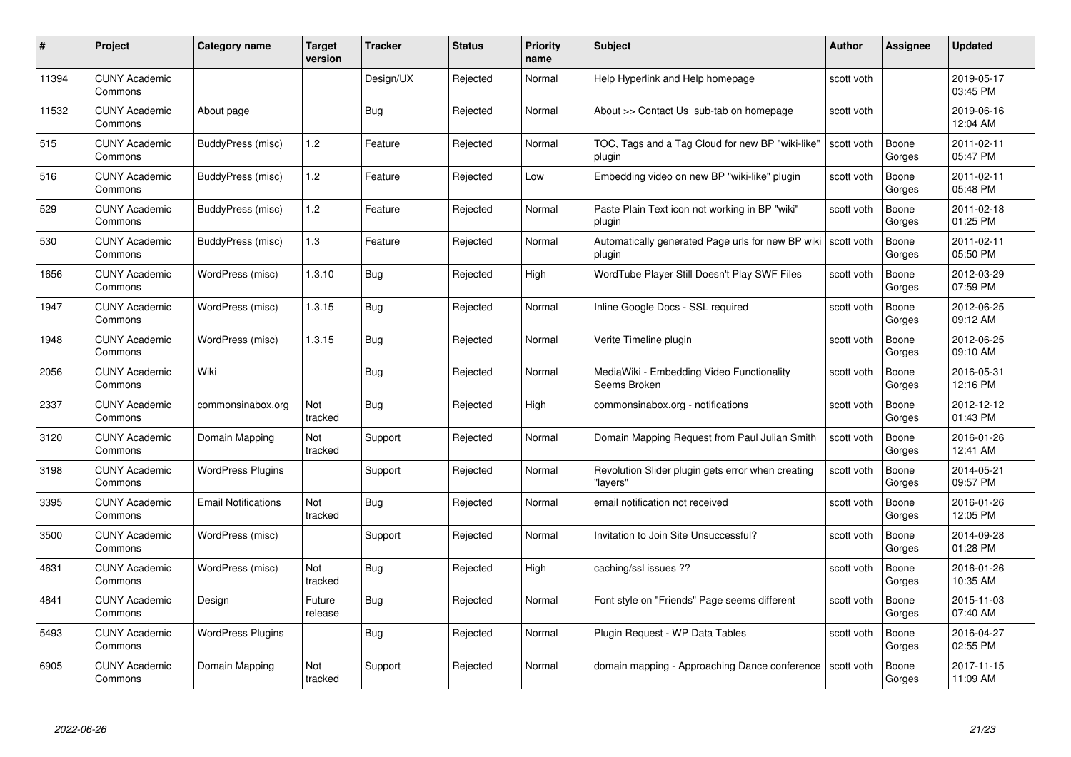| # | Project | Category name | Target version | Tracker | Status | Priority name | Subject | Author | Assignee | Updated |
|---|---|---|---|---|---|---|---|---|---|---|
| 11394 | CUNY Academic Commons | | | Design/UX | Rejected | Normal | Help Hyperlink and Help homepage | scott voth | | 2019-05-17 03:45 PM |
| 11532 | CUNY Academic Commons | About page | | Bug | Rejected | Normal | About >> Contact Us sub-tab on homepage | scott voth | | 2019-06-16 12:04 AM |
| 515 | CUNY Academic Commons | BuddyPress (misc) | 1.2 | Feature | Rejected | Normal | TOC, Tags and a Tag Cloud for new BP "wiki-like" plugin | scott voth | Boone Gorges | 2011-02-11 05:47 PM |
| 516 | CUNY Academic Commons | BuddyPress (misc) | 1.2 | Feature | Rejected | Low | Embedding video on new BP "wiki-like" plugin | scott voth | Boone Gorges | 2011-02-11 05:48 PM |
| 529 | CUNY Academic Commons | BuddyPress (misc) | 1.2 | Feature | Rejected | Normal | Paste Plain Text icon not working in BP "wiki" plugin | scott voth | Boone Gorges | 2011-02-18 01:25 PM |
| 530 | CUNY Academic Commons | BuddyPress (misc) | 1.3 | Feature | Rejected | Normal | Automatically generated Page urls for new BP wiki plugin | scott voth | Boone Gorges | 2011-02-11 05:50 PM |
| 1656 | CUNY Academic Commons | WordPress (misc) | 1.3.10 | Bug | Rejected | High | WordTube Player Still Doesn't Play SWF Files | scott voth | Boone Gorges | 2012-03-29 07:59 PM |
| 1947 | CUNY Academic Commons | WordPress (misc) | 1.3.15 | Bug | Rejected | Normal | Inline Google Docs - SSL required | scott voth | Boone Gorges | 2012-06-25 09:12 AM |
| 1948 | CUNY Academic Commons | WordPress (misc) | 1.3.15 | Bug | Rejected | Normal | Verite Timeline plugin | scott voth | Boone Gorges | 2012-06-25 09:10 AM |
| 2056 | CUNY Academic Commons | Wiki | | Bug | Rejected | Normal | MediaWiki - Embedding Video Functionality Seems Broken | scott voth | Boone Gorges | 2016-05-31 12:16 PM |
| 2337 | CUNY Academic Commons | commonsinabox.org | Not tracked | Bug | Rejected | High | commonsinabox.org - notifications | scott voth | Boone Gorges | 2012-12-12 01:43 PM |
| 3120 | CUNY Academic Commons | Domain Mapping | Not tracked | Support | Rejected | Normal | Domain Mapping Request from Paul Julian Smith | scott voth | Boone Gorges | 2016-01-26 12:41 AM |
| 3198 | CUNY Academic Commons | WordPress Plugins | | Support | Rejected | Normal | Revolution Slider plugin gets error when creating "layers" | scott voth | Boone Gorges | 2014-05-21 09:57 PM |
| 3395 | CUNY Academic Commons | Email Notifications | Not tracked | Bug | Rejected | Normal | email notification not received | scott voth | Boone Gorges | 2016-01-26 12:05 PM |
| 3500 | CUNY Academic Commons | WordPress (misc) | | Support | Rejected | Normal | Invitation to Join Site Unsuccessful? | scott voth | Boone Gorges | 2014-09-28 01:28 PM |
| 4631 | CUNY Academic Commons | WordPress (misc) | Not tracked | Bug | Rejected | High | caching/ssl issues ?? | scott voth | Boone Gorges | 2016-01-26 10:35 AM |
| 4841 | CUNY Academic Commons | Design | Future release | Bug | Rejected | Normal | Font style on "Friends" Page seems different | scott voth | Boone Gorges | 2015-11-03 07:40 AM |
| 5493 | CUNY Academic Commons | WordPress Plugins | | Bug | Rejected | Normal | Plugin Request - WP Data Tables | scott voth | Boone Gorges | 2016-04-27 02:55 PM |
| 6905 | CUNY Academic Commons | Domain Mapping | Not tracked | Support | Rejected | Normal | domain mapping - Approaching Dance conference | scott voth | Boone Gorges | 2017-11-15 11:09 AM |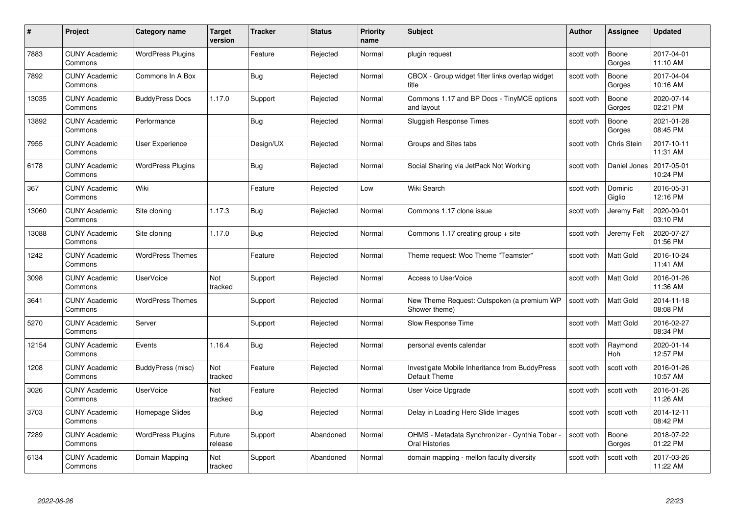| # | Project | Category name | Target version | Tracker | Status | Priority name | Subject | Author | Assignee | Updated |
|---|---|---|---|---|---|---|---|---|---|---|
| 7883 | CUNY Academic Commons | WordPress Plugins | | Feature | Rejected | Normal | plugin request | scott voth | Boone Gorges | 2017-04-01 11:10 AM |
| 7892 | CUNY Academic Commons | Commons In A Box | | Bug | Rejected | Normal | CBOX - Group widget filter links overlap widget title | scott voth | Boone Gorges | 2017-04-04 10:16 AM |
| 13035 | CUNY Academic Commons | BuddyPress Docs | 1.17.0 | Support | Rejected | Normal | Commons 1.17 and BP Docs - TinyMCE options and layout | scott voth | Boone Gorges | 2020-07-14 02:21 PM |
| 13892 | CUNY Academic Commons | Performance | | Bug | Rejected | Normal | Sluggish Response Times | scott voth | Boone Gorges | 2021-01-28 08:45 PM |
| 7955 | CUNY Academic Commons | User Experience | | Design/UX | Rejected | Normal | Groups and Sites tabs | scott voth | Chris Stein | 2017-10-11 11:31 AM |
| 6178 | CUNY Academic Commons | WordPress Plugins | | Bug | Rejected | Normal | Social Sharing via JetPack Not Working | scott voth | Daniel Jones | 2017-05-01 10:24 PM |
| 367 | CUNY Academic Commons | Wiki | | Feature | Rejected | Low | Wiki Search | scott voth | Dominic Giglio | 2016-05-31 12:16 PM |
| 13060 | CUNY Academic Commons | Site cloning | 1.17.3 | Bug | Rejected | Normal | Commons 1.17 clone issue | scott voth | Jeremy Felt | 2020-09-01 03:10 PM |
| 13088 | CUNY Academic Commons | Site cloning | 1.17.0 | Bug | Rejected | Normal | Commons 1.17 creating group + site | scott voth | Jeremy Felt | 2020-07-27 01:56 PM |
| 1242 | CUNY Academic Commons | WordPress Themes | | Feature | Rejected | Normal | Theme request: Woo Theme "Teamster" | scott voth | Matt Gold | 2016-10-24 11:41 AM |
| 3098 | CUNY Academic Commons | UserVoice | Not tracked | Support | Rejected | Normal | Access to UserVoice | scott voth | Matt Gold | 2016-01-26 11:36 AM |
| 3641 | CUNY Academic Commons | WordPress Themes | | Support | Rejected | Normal | New Theme Request: Outspoken (a premium WP Shower theme) | scott voth | Matt Gold | 2014-11-18 08:08 PM |
| 5270 | CUNY Academic Commons | Server | | Support | Rejected | Normal | Slow Response Time | scott voth | Matt Gold | 2016-02-27 08:34 PM |
| 12154 | CUNY Academic Commons | Events | 1.16.4 | Bug | Rejected | Normal | personal events calendar | scott voth | Raymond Hoh | 2020-01-14 12:57 PM |
| 1208 | CUNY Academic Commons | BuddyPress (misc) | Not tracked | Feature | Rejected | Normal | Investigate Mobile Inheritance from BuddyPress Default Theme | scott voth | scott voth | 2016-01-26 10:57 AM |
| 3026 | CUNY Academic Commons | UserVoice | Not tracked | Feature | Rejected | Normal | User Voice Upgrade | scott voth | scott voth | 2016-01-26 11:26 AM |
| 3703 | CUNY Academic Commons | Homepage Slides | | Bug | Rejected | Normal | Delay in Loading Hero Slide Images | scott voth | scott voth | 2014-12-11 08:42 PM |
| 7289 | CUNY Academic Commons | WordPress Plugins | Future release | Support | Abandoned | Normal | OHMS - Metadata Synchronizer - Cynthia Tobar - Oral Histories | scott voth | Boone Gorges | 2018-07-22 01:22 PM |
| 6134 | CUNY Academic Commons | Domain Mapping | Not tracked | Support | Abandoned | Normal | domain mapping - mellon faculty diversity | scott voth | scott voth | 2017-03-26 11:22 AM |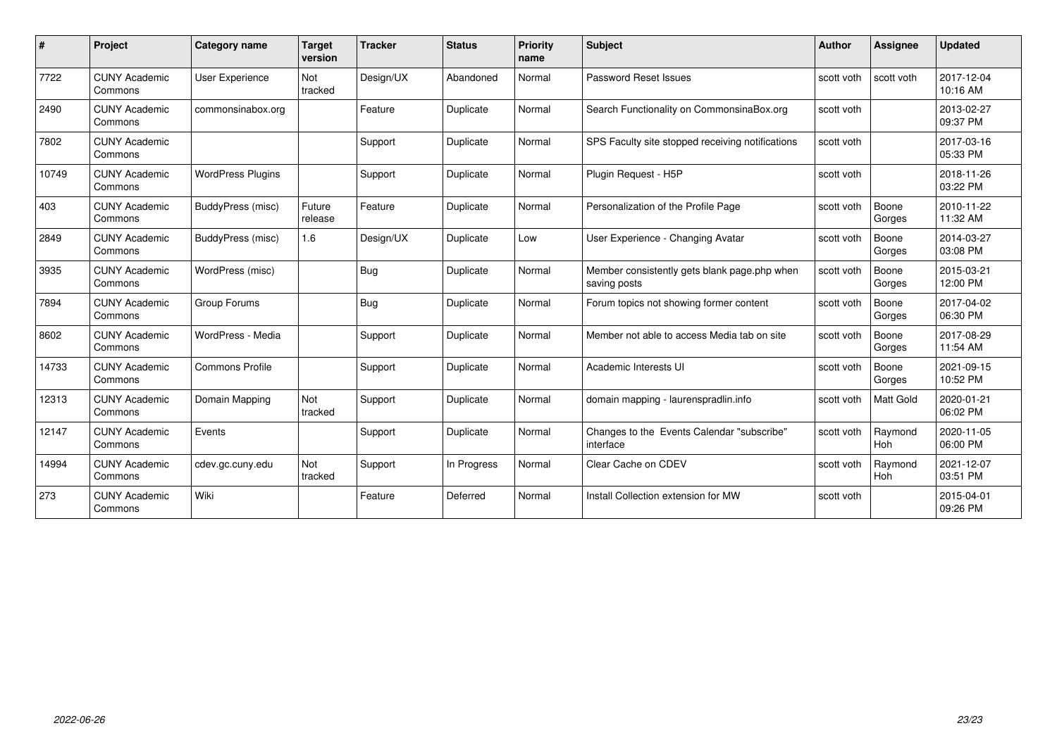| # | Project | Category name | Target version | Tracker | Status | Priority name | Subject | Author | Assignee | Updated |
|---|---|---|---|---|---|---|---|---|---|---|
| 7722 | CUNY Academic Commons | User Experience | Not tracked | Design/UX | Abandoned | Normal | Password Reset Issues | scott voth | scott voth | 2017-12-04 10:16 AM |
| 2490 | CUNY Academic Commons | commonsinabox.org | | Feature | Duplicate | Normal | Search Functionality on CommonsinaBox.org | scott voth | | 2013-02-27 09:37 PM |
| 7802 | CUNY Academic Commons | | | Support | Duplicate | Normal | SPS Faculty site stopped receiving notifications | scott voth | | 2017-03-16 05:33 PM |
| 10749 | CUNY Academic Commons | WordPress Plugins | | Support | Duplicate | Normal | Plugin Request - H5P | scott voth | | 2018-11-26 03:22 PM |
| 403 | CUNY Academic Commons | BuddyPress (misc) | Future release | Feature | Duplicate | Normal | Personalization of the Profile Page | scott voth | Boone Gorges | 2010-11-22 11:32 AM |
| 2849 | CUNY Academic Commons | BuddyPress (misc) | 1.6 | Design/UX | Duplicate | Low | User Experience - Changing Avatar | scott voth | Boone Gorges | 2014-03-27 03:08 PM |
| 3935 | CUNY Academic Commons | WordPress (misc) | | Bug | Duplicate | Normal | Member consistently gets blank page.php when saving posts | scott voth | Boone Gorges | 2015-03-21 12:00 PM |
| 7894 | CUNY Academic Commons | Group Forums | | Bug | Duplicate | Normal | Forum topics not showing former content | scott voth | Boone Gorges | 2017-04-02 06:30 PM |
| 8602 | CUNY Academic Commons | WordPress - Media | | Support | Duplicate | Normal | Member not able to access Media tab on site | scott voth | Boone Gorges | 2017-08-29 11:54 AM |
| 14733 | CUNY Academic Commons | Commons Profile | | Support | Duplicate | Normal | Academic Interests UI | scott voth | Boone Gorges | 2021-09-15 10:52 PM |
| 12313 | CUNY Academic Commons | Domain Mapping | Not tracked | Support | Duplicate | Normal | domain mapping - laurenspradlin.info | scott voth | Matt Gold | 2020-01-21 06:02 PM |
| 12147 | CUNY Academic Commons | Events | | Support | Duplicate | Normal | Changes to the Events Calendar "subscribe" interface | scott voth | Raymond Hoh | 2020-11-05 06:00 PM |
| 14994 | CUNY Academic Commons | cdev.gc.cuny.edu | Not tracked | Support | In Progress | Normal | Clear Cache on CDEV | scott voth | Raymond Hoh | 2021-12-07 03:51 PM |
| 273 | CUNY Academic Commons | Wiki | | Feature | Deferred | Normal | Install Collection extension for MW | scott voth | | 2015-04-01 09:26 PM |